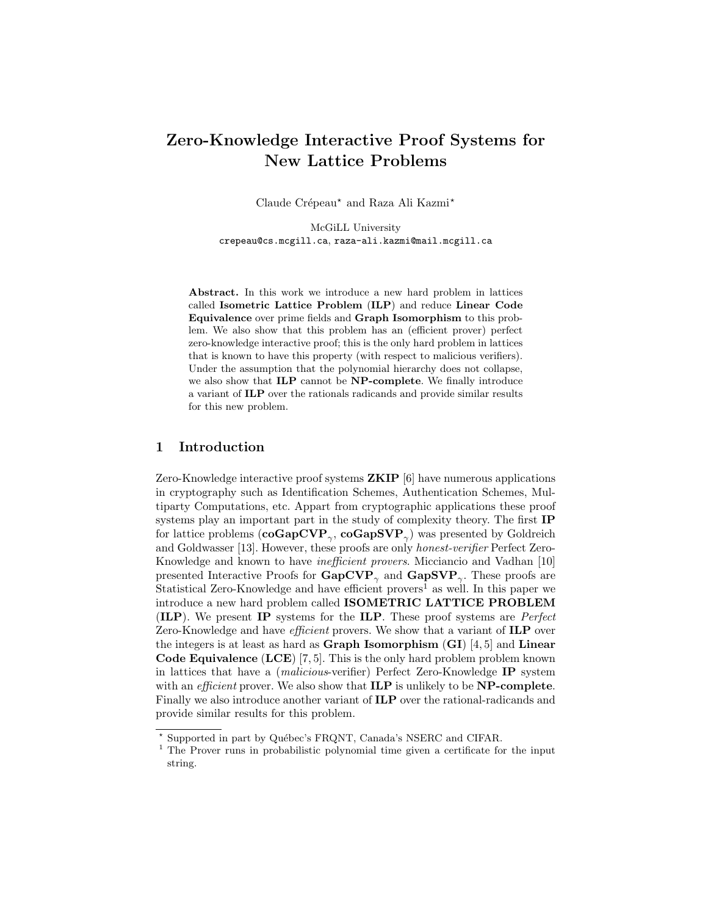# Zero-Knowledge Interactive Proof Systems for New Lattice Problems

Claude Crépeau[⋆] and Raza Ali Kazmi[⋆]

McGiLL University
crepeau@cs.mcgill.ca, raza-ali.kazmi@mail.mcgill.ca

**Abstract.** In this work we introduce a new hard problem in lattices called **Isometric Lattice Problem** (**ILP**) and reduce **Linear Code Equivalence** over prime fields and **Graph Isomorphism** to this problem. We also show that this problem has an (efficient prover) perfect zero-knowledge interactive proof; this is the only hard problem in lattices that is known to have this property (with respect to malicious verifiers). Under the assumption that the polynomial hierarchy does not collapse, we also show that **ILP** cannot be **NP-complete**. We finally introduce a variant of **ILP** over the rationals radicands and provide similar results for this new problem.

## 1 Introduction

Zero-Knowledge interactive proof systems **ZKIP** [6] have numerous applications in cryptography such as Identification Schemes, Authentication Schemes, Multiparty Computations, etc. Appart from cryptographic applications these proof systems play an important part in the study of complexity theory. The first **IP** for lattice problems ($\mathbf{coGapCVP}_\gamma$, $\mathbf{coGapSVP}_\gamma$) was presented by Goldreich and Goldwasser [13]. However, these proofs are only *honest-verifier* Perfect Zero-Knowledge and known to have *inefficient provers*. Micciancio and Vadhan [10] presented Interactive Proofs for $\mathbf{GapCVP}_\gamma$ and $\mathbf{GapSVP}_\gamma$. These proofs are Statistical Zero-Knowledge and have efficient provers[1] as well. In this paper we introduce a new hard problem called **ISOMETRIC LATTICE PROBLEM** (**ILP**). We present **IP** systems for the **ILP**. These proof systems are *Perfect* Zero-Knowledge and have *efficient* provers. We show that a variant of **ILP** over the integers is at least as hard as **Graph Isomorphism** (**GI**) [4, 5] and **Linear Code Equivalence** (**LCE**) [7, 5]. This is the only hard problem problem known in lattices that have a (*malicious*-verifier) Perfect Zero-Knowledge **IP** system with an *efficient* prover. We also show that **ILP** is unlikely to be **NP-complete**. Finally we also introduce another variant of **ILP** over the rational-radicands and provide similar results for this problem.

---

[⋆] Supported in part by Québec's FRQNT, Canada's NSERC and CIFAR.

[1] The Prover runs in probabilistic polynomial time given a certificate for the input string.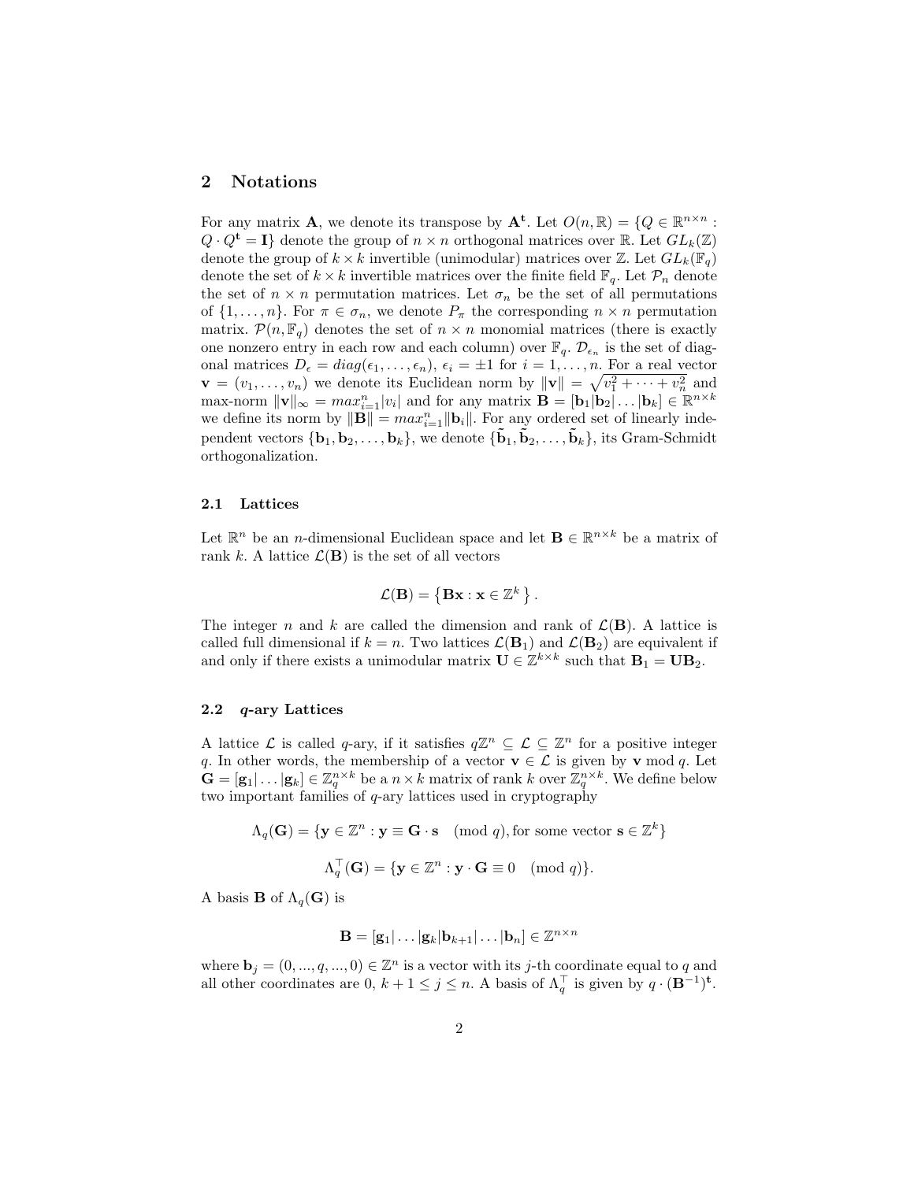## 2 Notations

For any matrix $\mathbf{A}$, we denote its transpose by $\mathbf{A^t}$. Let $O(n, \mathbb{R}) = \{Q \in \mathbb{R}^{n\times n} : Q \cdot Q^\mathbf{t} = \mathbf{I}\}$ denote the group of $n \times n$ orthogonal matrices over $\mathbb{R}$. Let $GL_k(\mathbb{Z})$ denote the group of $k \times k$ invertible (unimodular) matrices over $\mathbb{Z}$. Let $GL_k(\mathbb{F}_q)$ denote the set of $k \times k$ invertible matrices over the finite field $\mathbb{F}_q$. Let $\mathcal{P}_n$ denote the set of $n \times n$ permutation matrices. Let $\sigma_n$ be the set of all permutations of $\{1, \ldots, n\}$. For $\pi \in \sigma_n$, we denote $P_\pi$ the corresponding $n \times n$ permutation matrix. $\mathcal{P}(n, \mathbb{F}_q)$ denotes the set of $n \times n$ monomial matrices (there is exactly one nonzero entry in each row and each column) over $\mathbb{F}_q$. $\mathcal{D}_{\epsilon_n}$ is the set of diagonal matrices $D_\epsilon = diag(\epsilon_1, \ldots, \epsilon_n)$, $\epsilon_i = \pm 1$ for $i = 1, \ldots, n$. For a real vector $\mathbf{v} = (v_1, \ldots, v_n)$ we denote its Euclidean norm by $\|\mathbf{v}\| = \sqrt{v_1^2 + \cdots + v_n^2}$ and max-norm $\|\mathbf{v}\|_\infty = max_{i=1}^n |v_i|$ and for any matrix $\mathbf{B} = [\mathbf{b}_1|\mathbf{b}_2|\ldots|\mathbf{b}_k] \in \mathbb{R}^{n\times k}$ we define its norm by $\|\mathbf{B}\| = max_{i=1}^n \|\mathbf{b}_i\|$. For any ordered set of linearly independent vectors $\{\mathbf{b}_1, \mathbf{b}_2, \ldots, \mathbf{b}_k\}$, we denote $\{\tilde{\mathbf{b}}_1, \tilde{\mathbf{b}}_2, \ldots, \tilde{\mathbf{b}}_k\}$, its Gram-Schmidt orthogonalization.

### 2.1 Lattices

Let $\mathbb{R}^n$ be an $n$-dimensional Euclidean space and let $\mathbf{B} \in \mathbb{R}^{n\times k}$ be a matrix of rank $k$. A lattice $\mathcal{L}(\mathbf{B})$ is the set of all vectors

$$\mathcal{L}(\mathbf{B}) = \left\{ \mathbf{B}\mathbf{x} : \mathbf{x} \in \mathbb{Z}^k \right\}.$$

The integer $n$ and $k$ are called the dimension and rank of $\mathcal{L}(\mathbf{B})$. A lattice is called full dimensional if $k = n$. Two lattices $\mathcal{L}(\mathbf{B}_1)$ and $\mathcal{L}(\mathbf{B}_2)$ are equivalent if and only if there exists a unimodular matrix $\mathbf{U} \in \mathbb{Z}^{k\times k}$ such that $\mathbf{B}_1 = \mathbf{U}\mathbf{B}_2$.

### 2.2 *q*-ary Lattices

A lattice $\mathcal{L}$ is called $q$-ary, if it satisfies $q\mathbb{Z}^n \subseteq \mathcal{L} \subseteq \mathbb{Z}^n$ for a positive integer $q$. In other words, the membership of a vector $\mathbf{v} \in \mathcal{L}$ is given by $\mathbf{v} \bmod q$. Let $\mathbf{G} = [\mathbf{g}_1|\ldots|\mathbf{g}_k] \in \mathbb{Z}_q^{n\times k}$ be a $n \times k$ matrix of rank $k$ over $\mathbb{Z}_q^{n\times k}$. We define below two important families of $q$-ary lattices used in cryptography

$$\Lambda_q(\mathbf{G}) = \{\mathbf{y} \in \mathbb{Z}^n : \mathbf{y} \equiv \mathbf{G} \cdot \mathbf{s} \pmod q, \text{for some vector } \mathbf{s} \in \mathbb{Z}^k\}$$

$$\Lambda_q^\top(\mathbf{G}) = \{\mathbf{y} \in \mathbb{Z}^n : \mathbf{y} \cdot \mathbf{G} \equiv 0 \pmod q\}.$$

A basis $\mathbf{B}$ of $\Lambda_q(\mathbf{G})$ is

$$\mathbf{B} = [\mathbf{g}_1|\ldots|\mathbf{g}_k|\mathbf{b}_{k+1}|\ldots|\mathbf{b}_n] \in \mathbb{Z}^{n\times n}$$

where $\mathbf{b}_j = (0, ..., q, ..., 0) \in \mathbb{Z}^n$ is a vector with its $j$-th coordinate equal to $q$ and all other coordinates are 0, $k + 1 \leq j \leq n$. A basis of $\Lambda_q^\top$ is given by $q \cdot (\mathbf{B}^{-1})^\mathbf{t}$.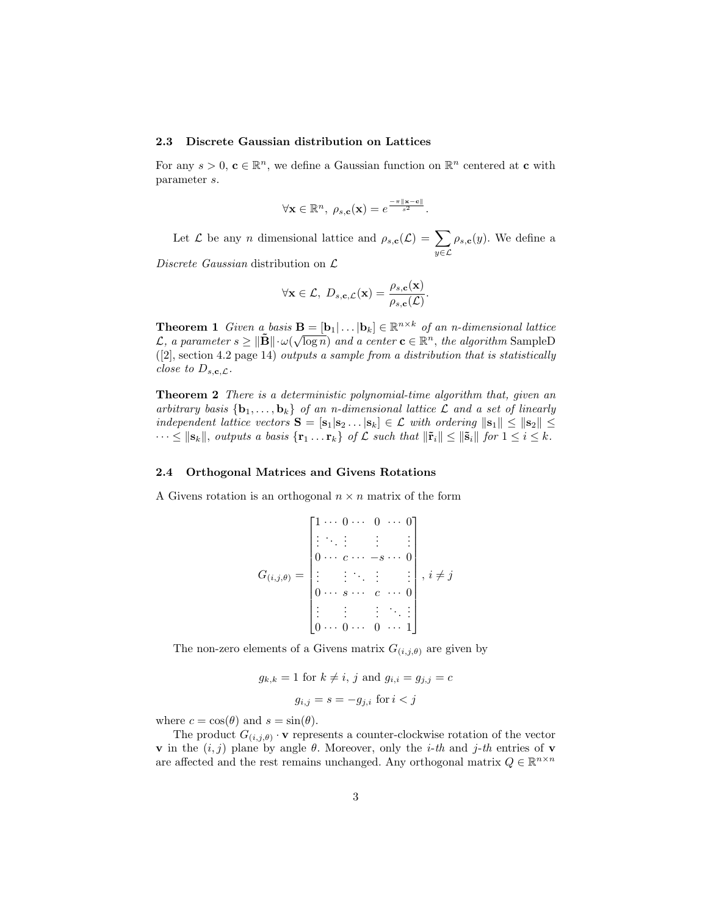### 2.3 Discrete Gaussian distribution on Lattices

For any $s > 0$, $\mathbf{c} \in \mathbb{R}^n$, we define a Gaussian function on $\mathbb{R}^n$ centered at $\mathbf{c}$ with parameter $s$.

$$\forall \mathbf{x} \in \mathbb{R}^n,\ \rho_{s,\mathbf{c}}(\mathbf{x}) = e^{\frac{-\pi\|\mathbf{x}-\mathbf{c}\|}{s^2}}.$$

Let $\mathcal{L}$ be any $n$ dimensional lattice and $\rho_{s,\mathbf{c}}(\mathcal{L}) = \sum_{y \in \mathcal{L}} \rho_{s,\mathbf{c}}(y)$. We define a *Discrete Gaussian* distribution on $\mathcal{L}$

$$\forall \mathbf{x} \in \mathcal{L},\ D_{s,\mathbf{c},\mathcal{L}}(\mathbf{x}) = \frac{\rho_{s,\mathbf{c}}(\mathbf{x})}{\rho_{s,\mathbf{c}}(\mathcal{L})}.$$

**Theorem 1** *Given a basis $\mathbf{B} = [\mathbf{b}_1|\ldots|\mathbf{b}_k] \in \mathbb{R}^{n\times k}$ of an n-dimensional lattice $\mathcal{L}$, a parameter $s \geq \|\widetilde{\mathbf{B}}\| \cdot \omega(\sqrt{\log n})$ and a center $\mathbf{c} \in \mathbb{R}^n$, the algorithm* SampleD ([2], section 4.2 page 14) *outputs a sample from a distribution that is statistically close to $D_{s,\mathbf{c},\mathcal{L}}$.*

**Theorem 2** *There is a deterministic polynomial-time algorithm that, given an arbitrary basis $\{\mathbf{b}_1, \ldots, \mathbf{b}_k\}$ of an n-dimensional lattice $\mathcal{L}$ and a set of linearly independent lattice vectors $\mathbf{S} = [\mathbf{s}_1|\mathbf{s}_2 \ldots |\mathbf{s}_k] \in \mathcal{L}$ with ordering $\|\mathbf{s}_1\| \leq \|\mathbf{s}_2\| \leq \cdots \leq \|\mathbf{s}_k\|$, outputs a basis $\{\mathbf{r}_1 \ldots \mathbf{r}_k\}$ of $\mathcal{L}$ such that $\|\tilde{\mathbf{r}}_i\| \leq \|\tilde{\mathbf{s}}_i\|$ for $1 \leq i \leq k$.*

### 2.4 Orthogonal Matrices and Givens Rotations

A Givens rotation is an orthogonal $n \times n$ matrix of the form

$$G_{(i,j,\theta)} = \begin{bmatrix} 1 & \cdots & 0 & \cdots & 0 & \cdots & 0 \\ \vdots & \ddots & \vdots & & \vdots & & \vdots \\ 0 & \cdots & c & \cdots & -s & \cdots & 0 \\ \vdots & & \vdots & \ddots & \vdots & & \vdots \\ 0 & \cdots & s & \cdots & c & \cdots & 0 \\ \vdots & & \vdots & & \vdots & \ddots & \vdots \\ 0 & \cdots & 0 & \cdots & 0 & \cdots & 1 \end{bmatrix},\ i \neq j$$

The non-zero elements of a Givens matrix $G_{(i,j,\theta)}$ are given by

$$g_{k,k} = 1 \text{ for } k \neq i,\ j \text{ and } g_{i,i} = g_{j,j} = c$$

$$g_{i,j} = s = -g_{j,i} \text{ for } i < j$$

where $c = \cos(\theta)$ and $s = \sin(\theta)$.

The product $G_{(i,j,\theta)} \cdot \mathbf{v}$ represents a counter-clockwise rotation of the vector $\mathbf{v}$ in the $(i,j)$ plane by angle $\theta$. Moreover, only the $i$-*th* and $j$-*th* entries of $\mathbf{v}$ are affected and the rest remains unchanged. Any orthogonal matrix $Q \in \mathbb{R}^{n\times n}$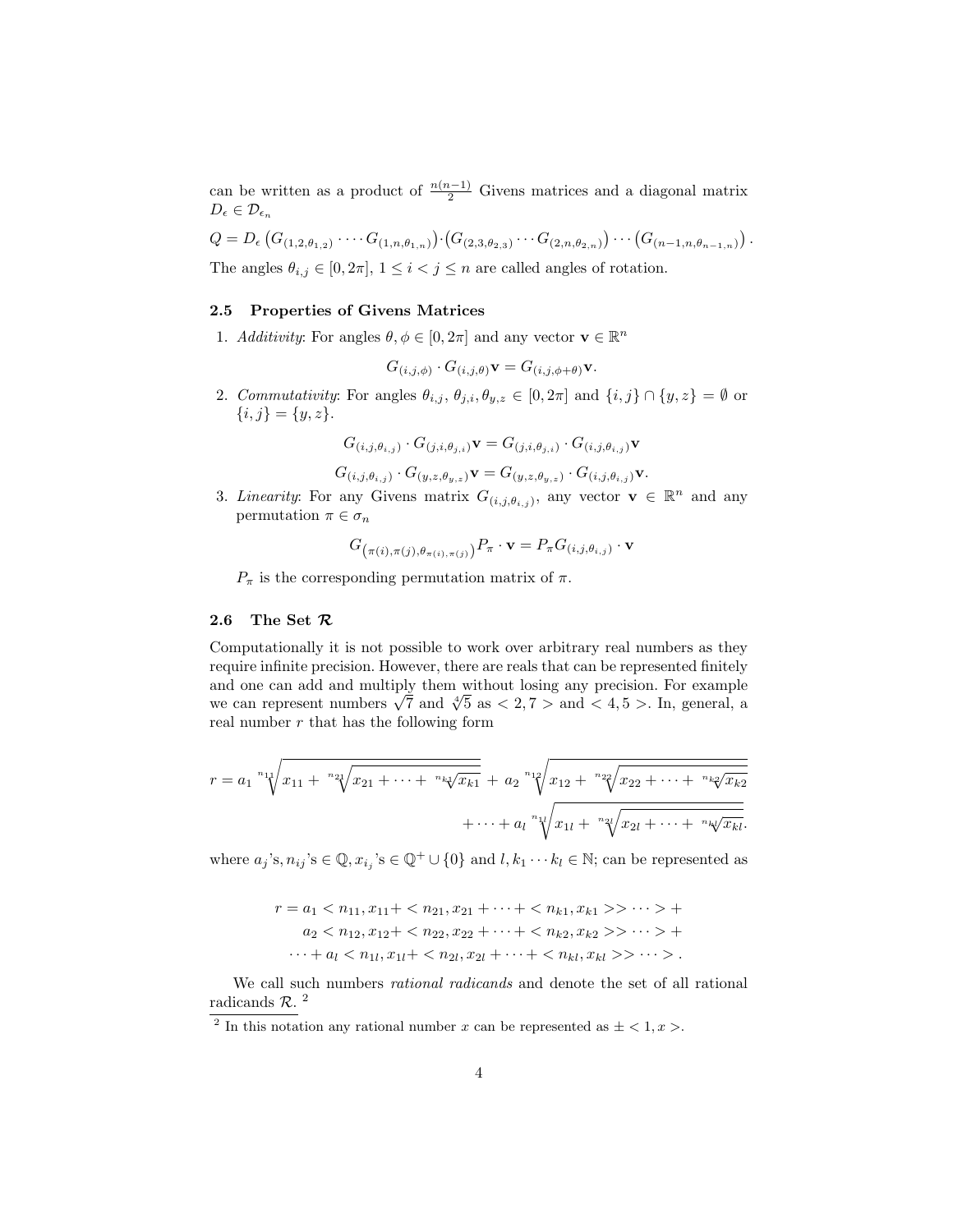can be written as a product of $\frac{n(n-1)}{2}$ Givens matrices and a diagonal matrix $D_\epsilon \in \mathcal{D}_{\epsilon_n}$

$$Q = D_\epsilon \left(G_{(1,2,\theta_{1,2})} \cdot \cdots G_{(1,n,\theta_{1,n})}\right) \cdot \left(G_{(2,3,\theta_{2,3})} \cdots G_{(2,n,\theta_{2,n})}\right) \cdots \left(G_{(n-1,n,\theta_{n-1,n})}\right).$$

The angles $\theta_{i,j} \in [0, 2\pi]$, $1 \leq i < j \leq n$ are called angles of rotation.

### 2.5 Properties of Givens Matrices

1. *Additivity*: For angles $\theta, \phi \in [0, 2\pi]$ and any vector $\mathbf{v} \in \mathbb{R}^n$

$$G_{(i,j,\phi)} \cdot G_{(i,j,\theta)} \mathbf{v} = G_{(i,j,\phi+\theta)} \mathbf{v}.$$

2. *Commutativity*: For angles $\theta_{i,j}$, $\theta_{j,i}, \theta_{y,z} \in [0, 2\pi]$ and $\{i, j\} \cap \{y, z\} = \emptyset$ or $\{i, j\} = \{y, z\}$.

$$G_{(i,j,\theta_{i,j})} \cdot G_{(j,i,\theta_{j,i})} \mathbf{v} = G_{(j,i,\theta_{j,i})} \cdot G_{(i,j,\theta_{i,j})} \mathbf{v}$$

$$G_{(i,j,\theta_{i,j})} \cdot G_{(y,z,\theta_{y,z})} \mathbf{v} = G_{(y,z,\theta_{y,z})} \cdot G_{(i,j,\theta_{i,j})} \mathbf{v}.$$

3. *Linearity*: For any Givens matrix $G_{(i,j,\theta_{i,j})}$, any vector $\mathbf{v} \in \mathbb{R}^n$ and any permutation $\pi \in \sigma_n$

$$G_{\left(\pi(i), \pi(j), \theta_{\pi(i),\pi(j)}\right)} P_\pi \cdot \mathbf{v} = P_\pi G_{(i,j,\theta_{i,j})} \cdot \mathbf{v}$$

$P_\pi$ is the corresponding permutation matrix of $\pi$.

### 2.6 The Set $\mathcal{R}$

Computationally it is not possible to work over arbitrary real numbers as they require infinite precision. However, there are reals that can be represented finitely and one can add and multiply them without losing any precision. For example we can represent numbers $\sqrt{7}$ and $\sqrt[4]{5}$ as $< 2, 7 >$ and $< 4, 5 >$. In, general, a real number $r$ that has the following form

$$r = a_1 \sqrt[n_{11}]{x_{11} + \sqrt[n_{21}]{x_{21} + \cdots + \sqrt[n_{k1}]{x_{k1}}}} + a_2 \sqrt[n_{12}]{x_{12} + \sqrt[n_{22}]{x_{22} + \cdots + \sqrt[n_{k2}]{x_{k2}}}} + \cdots + a_l \sqrt[n_{1l}]{x_{1l} + \sqrt[n_{2l}]{x_{2l} + \cdots + \sqrt[n_{kl}]{x_{kl}}}}.$$

where $a_j$'s, $n_{ij}$'s $\in \mathbb{Q}$, $x_{i_j}$'s $\in \mathbb{Q}^+ \cup \{0\}$ and $l, k_1 \cdots k_l \in \mathbb{N}$; can be represented as

$$\begin{aligned} r = a_1 &< n_{11}, x_{11} + < n_{21}, x_{21} + \cdots + < n_{k1}, x_{k1} >> \cdots > + \\ a_2 &< n_{12}, x_{12} + < n_{22}, x_{22} + \cdots + < n_{k2}, x_{k2} >> \cdots > + \\ \cdots + a_l &< n_{1l}, x_{1l} + < n_{2l}, x_{2l} + \cdots + < n_{kl}, x_{kl} >> \cdots > . \end{aligned}$$

We call such numbers *rational radicands* and denote the set of all rational radicands $\mathcal{R}$. [2]

[2] In this notation any rational number $x$ can be represented as $\pm < 1, x >$.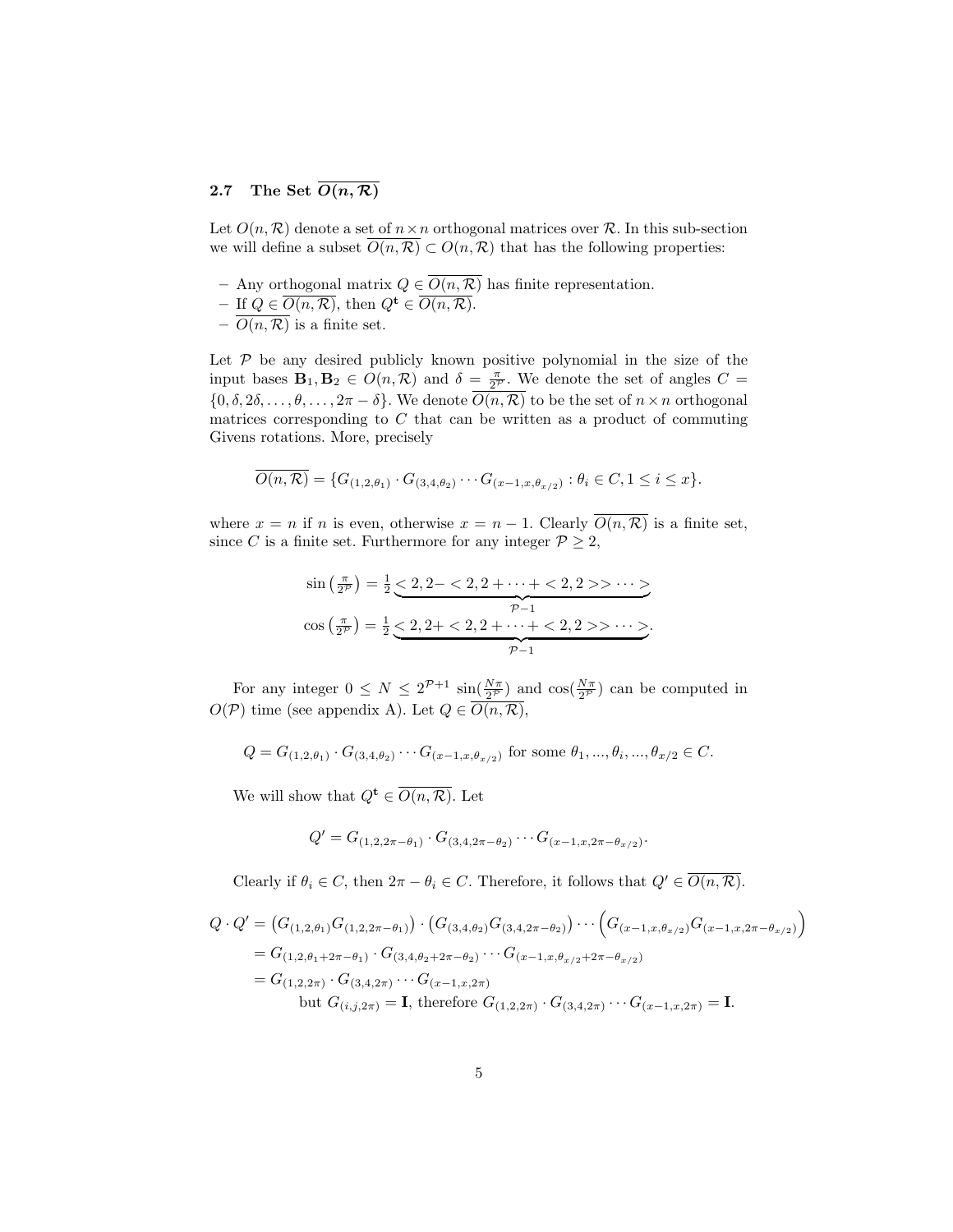### 2.7 The Set $\overline{O(n, \mathcal{R})}$

Let $O(n, \mathcal{R})$ denote a set of $n \times n$ orthogonal matrices over $\mathcal{R}$. In this sub-section we will define a subset $\overline{O(n, \mathcal{R})} \subset O(n, \mathcal{R})$ that has the following properties:

- Any orthogonal matrix $Q \in \overline{O(n, \mathcal{R})}$ has finite representation.
- If $Q \in \overline{O(n, \mathcal{R})}$, then $Q^{\mathbf{t}} \in \overline{O(n, \mathcal{R})}$.
- $\overline{O(n, \mathcal{R})}$ is a finite set.

Let $\mathcal{P}$ be any desired publicly known positive polynomial in the size of the input bases $\mathbf{B}_1, \mathbf{B}_2 \in O(n, \mathcal{R})$ and $\delta = \frac{\pi}{2^{\mathcal{P}}}$. We denote the set of angles $C = \{0, \delta, 2\delta, \ldots, \theta, \ldots, 2\pi - \delta\}$. We denote $\overline{O(n, \mathcal{R})}$ to be the set of $n \times n$ orthogonal matrices corresponding to $C$ that can be written as a product of commuting Givens rotations. More, precisely

$$\overline{O(n, \mathcal{R})} = \{G_{(1,2,\theta_1)} \cdot G_{(3,4,\theta_2)} \cdots G_{(x-1,x,\theta_{x/2})} : \theta_i \in C, 1 \leq i \leq x\}.$$

where $x = n$ if $n$ is even, otherwise $x = n - 1$. Clearly $\overline{O(n, \mathcal{R})}$ is a finite set, since $C$ is a finite set. Furthermore for any integer $\mathcal{P} \geq 2$,

$$\sin\left(\tfrac{\pi}{2^{\mathcal{P}}}\right) = \tfrac{1}{2} \underbrace{< 2, 2- < 2, 2 + \cdots + < 2, 2 >> \cdots >}_{\mathcal{P}-1}$$

$$\cos\left(\tfrac{\pi}{2^{\mathcal{P}}}\right) = \tfrac{1}{2} \underbrace{< 2, 2+ < 2, 2 + \cdots + < 2, 2 >> \cdots >}_{\mathcal{P}-1}.$$

For any integer $0 \leq N \leq 2^{\mathcal{P}+1}$ $\sin(\frac{N\pi}{2^{\mathcal{P}}})$ and $\cos(\frac{N\pi}{2^{\mathcal{P}}})$ can be computed in $O(\mathcal{P})$ time (see appendix A). Let $Q \in \overline{O(n, \mathcal{R})}$,

$$Q = G_{(1,2,\theta_1)} \cdot G_{(3,4,\theta_2)} \cdots G_{(x-1,x,\theta_{x/2})} \text{ for some } \theta_1, ..., \theta_i, ..., \theta_{x/2} \in C.$$

We will show that $Q^{\mathbf{t}} \in \overline{O(n, \mathcal{R})}$. Let

$$Q' = G_{(1,2,2\pi-\theta_1)} \cdot G_{(3,4,2\pi-\theta_2)} \cdots G_{(x-1,x,2\pi-\theta_{x/2})}.$$

Clearly if $\theta_i \in C$, then $2\pi - \theta_i \in C$. Therefore, it follows that $Q' \in \overline{O(n, \mathcal{R})}$.

$$\begin{aligned}
Q \cdot Q' &= \left(G_{(1,2,\theta_1)} G_{(1,2,2\pi-\theta_1)}\right) \cdot \left(G_{(3,4,\theta_2)} G_{(3,4,2\pi-\theta_2)}\right) \cdots \left(G_{(x-1,x,\theta_{x/2})} G_{(x-1,x,2\pi-\theta_{x/2})}\right) \\
&= G_{(1,2,\theta_1+2\pi-\theta_1)} \cdot G_{(3,4,\theta_2+2\pi-\theta_2)} \cdots G_{(x-1,x,\theta_{x/2}+2\pi-\theta_{x/2})} \\
&= G_{(1,2,2\pi)} \cdot G_{(3,4,2\pi)} \cdots G_{(x-1,x,2\pi)} \\
&\quad \text{but } G_{(i,j,2\pi)} = \mathbf{I}, \text{ therefore } G_{(1,2,2\pi)} \cdot G_{(3,4,2\pi)} \cdots G_{(x-1,x,2\pi)} = \mathbf{I}.
\end{aligned}$$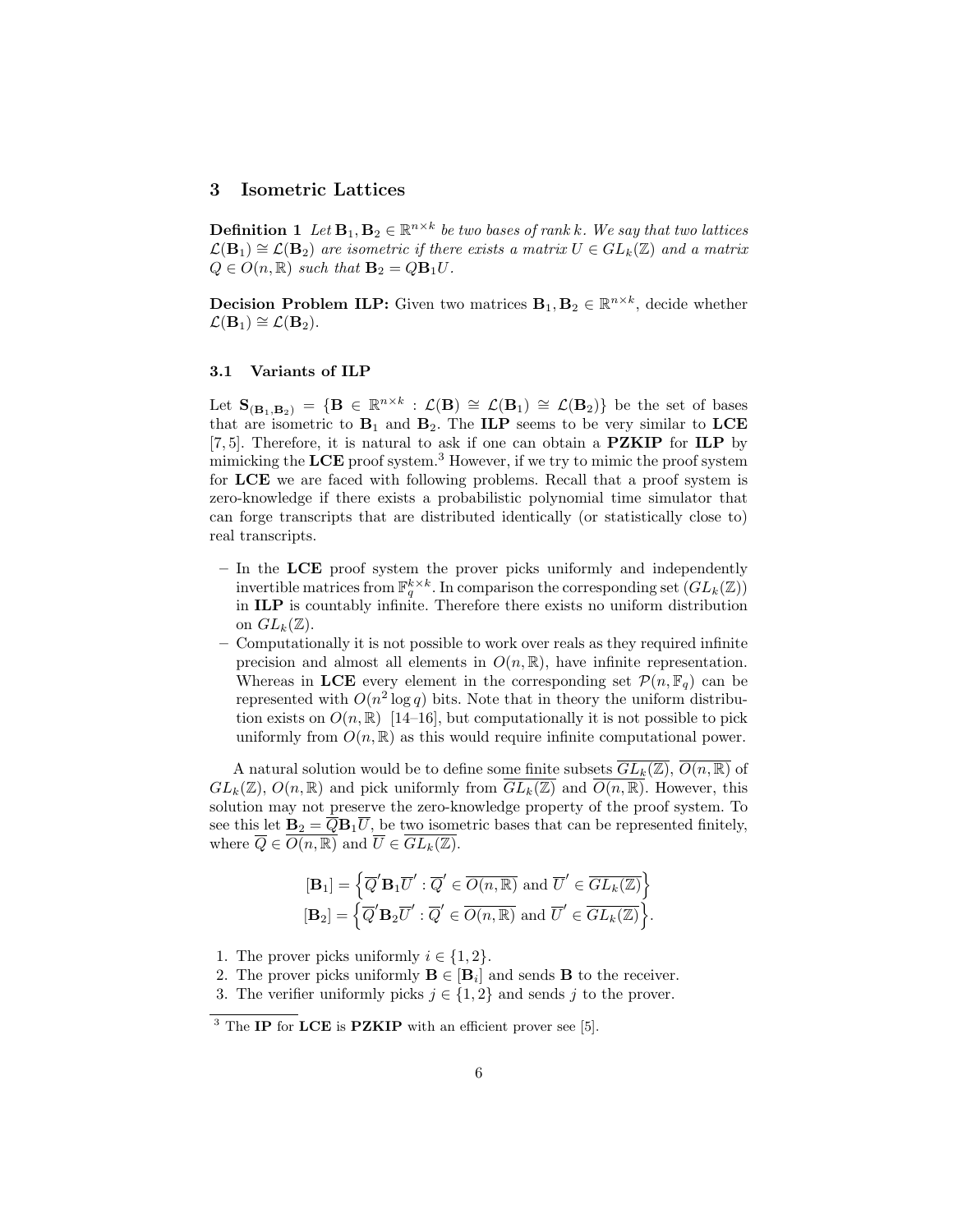## 3 Isometric Lattices

**Definition 1** *Let $\mathbf{B}_1, \mathbf{B}_2 \in \mathbb{R}^{n\times k}$ be two bases of rank $k$. We say that two lattices $\mathcal{L}(\mathbf{B}_1) \cong \mathcal{L}(\mathbf{B}_2)$ are isometric if there exists a matrix $U \in GL_k(\mathbb{Z})$ and a matrix $Q \in O(n, \mathbb{R})$ such that $\mathbf{B}_2 = Q\mathbf{B}_1 U$.*

**Decision Problem ILP:** Given two matrices $\mathbf{B}_1, \mathbf{B}_2 \in \mathbb{R}^{n\times k}$, decide whether $\mathcal{L}(\mathbf{B}_1) \cong \mathcal{L}(\mathbf{B}_2)$.

### 3.1 Variants of ILP

Let $\mathbf{S}_{(\mathbf{B}_1,\mathbf{B}_2)} = \{\mathbf{B} \in \mathbb{R}^{n\times k} : \mathcal{L}(\mathbf{B}) \cong \mathcal{L}(\mathbf{B}_1) \cong \mathcal{L}(\mathbf{B}_2)\}$ be the set of bases that are isometric to $\mathbf{B}_1$ and $\mathbf{B}_2$. The **ILP** seems to be very similar to **LCE** [7, 5]. Therefore, it is natural to ask if one can obtain a **PZKIP** for **ILP** by mimicking the **LCE** proof system.[3] However, if we try to mimic the proof system for **LCE** we are faced with following problems. Recall that a proof system is zero-knowledge if there exists a probabilistic polynomial time simulator that can forge transcripts that are distributed identically (or statistically close to) real transcripts.

- In the **LCE** proof system the prover picks uniformly and independently invertible matrices from $\mathbb{F}_q^{k\times k}$. In comparison the corresponding set $(GL_k(\mathbb{Z}))$ in **ILP** is countably infinite. Therefore there exists no uniform distribution on $GL_k(\mathbb{Z})$.
- Computationally it is not possible to work over reals as they required infinite precision and almost all elements in $O(n, \mathbb{R})$, have infinite representation. Whereas in **LCE** every element in the corresponding set $\mathcal{P}(n, \mathbb{F}_q)$ can be represented with $O(n^2 \log q)$ bits. Note that in theory the uniform distribution exists on $O(n, \mathbb{R})$ [14–16], but computationally it is not possible to pick uniformly from $O(n, \mathbb{R})$ as this would require infinite computational power.

A natural solution would be to define some finite subsets $\overline{GL_k(\mathbb{Z})}$, $\overline{O(n, \mathbb{R})}$ of $GL_k(\mathbb{Z})$, $O(n, \mathbb{R})$ and pick uniformly from $\overline{GL_k(\mathbb{Z})}$ and $\overline{O(n, \mathbb{R})}$. However, this solution may not preserve the zero-knowledge property of the proof system. To see this let $\mathbf{B}_2 = \overline{Q}\mathbf{B}_1\overline{U}$, be two isometric bases that can be represented finitely, where $\overline{Q} \in \overline{O(n, \mathbb{R})}$ and $\overline{U} \in \overline{GL_k(\mathbb{Z})}$.

$$[\mathbf{B}_1] = \left\{ \overline{Q}'\mathbf{B}_1\overline{U}' : \overline{Q}' \in \overline{O(n, \mathbb{R})} \text{ and } \overline{U}' \in \overline{GL_k(\mathbb{Z})} \right\}$$
$$[\mathbf{B}_2] = \left\{ \overline{Q}'\mathbf{B}_2\overline{U}' : \overline{Q}' \in \overline{O(n, \mathbb{R})} \text{ and } \overline{U}' \in \overline{GL_k(\mathbb{Z})} \right\}.$$

1. The prover picks uniformly $i \in \{1, 2\}$.
2. The prover picks uniformly $\mathbf{B} \in [\mathbf{B}_i]$ and sends $\mathbf{B}$ to the receiver.
3. The verifier uniformly picks $j \in \{1, 2\}$ and sends $j$ to the prover.

[3] The **IP** for **LCE** is **PZKIP** with an efficient prover see [5].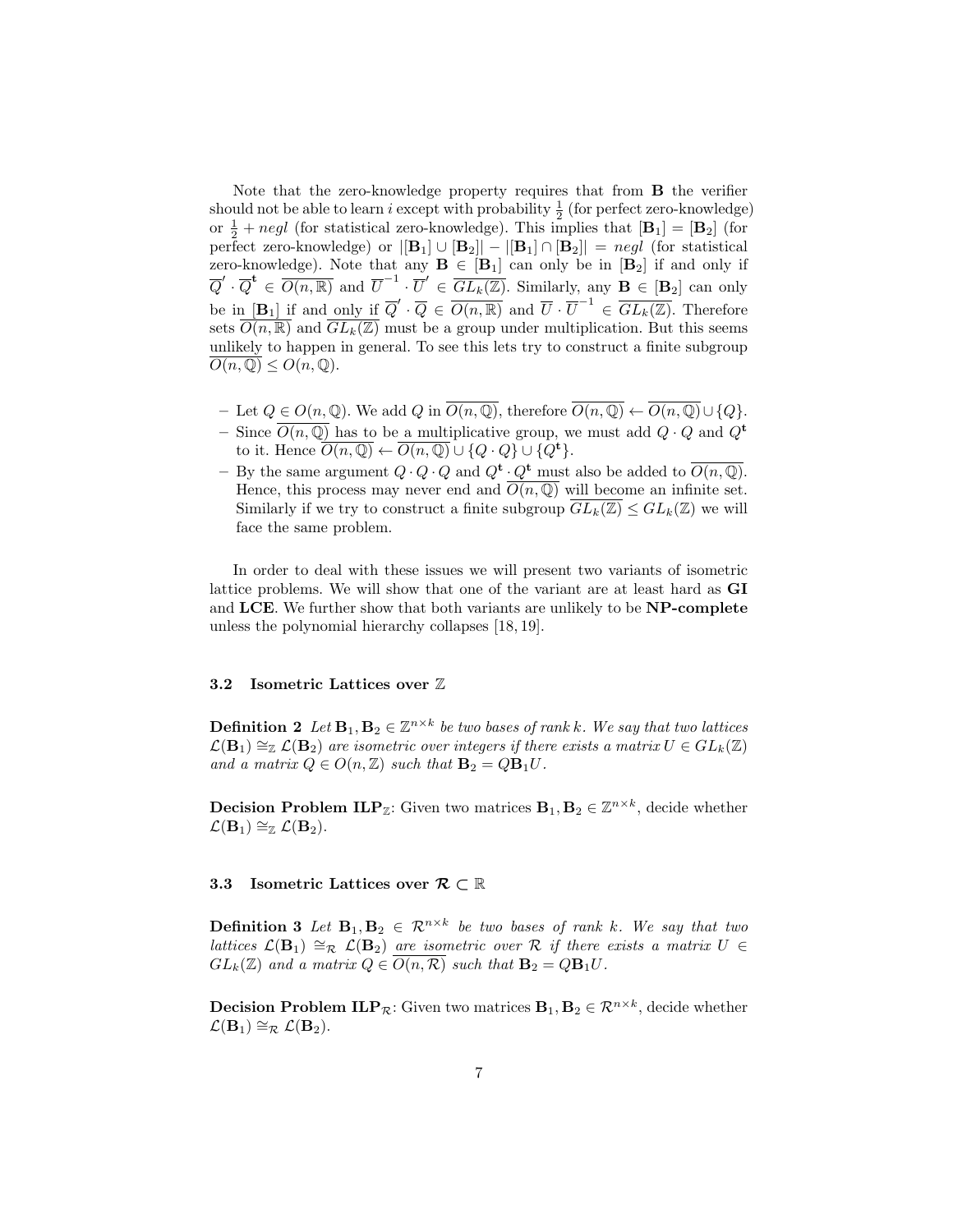Note that the zero-knowledge property requires that from $\mathbf{B}$ the verifier should not be able to learn $i$ except with probability $\frac{1}{2}$ (for perfect zero-knowledge) or $\frac{1}{2} + negl$ (for statistical zero-knowledge). This implies that $[\mathbf{B}_1] = [\mathbf{B}_2]$ (for perfect zero-knowledge) or $|[\mathbf{B}_1] \cup [\mathbf{B}_2]| - |[\mathbf{B}_1] \cap [\mathbf{B}_2]| = negl$ (for statistical zero-knowledge). Note that any $\mathbf{B} \in [\mathbf{B}_1]$ can only be in $[\mathbf{B}_2]$ if and only if $\overline{Q}' \cdot \overline{Q}^{\mathbf{t}} \in \overline{O(n, \mathbb{R})}$ and $\overline{U}^{-1} \cdot \overline{U}' \in \overline{GL_k(\mathbb{Z})}$. Similarly, any $\mathbf{B} \in [\mathbf{B}_2]$ can only be in $[\mathbf{B}_1]$ if and only if $\overline{Q}' \cdot \overline{Q} \in \overline{O(n, \mathbb{R})}$ and $\overline{U} \cdot \overline{U}^{-1} \in \overline{GL_k(\mathbb{Z})}$. Therefore sets $\overline{O(n, \mathbb{R})}$ and $\overline{GL_k(\mathbb{Z})}$ must be a group under multiplication. But this seems unlikely to happen in general. To see this lets try to construct a finite subgroup $\overline{O(n, \mathbb{Q})} \leq O(n, \mathbb{Q})$.

- Let $Q \in O(n, \mathbb{Q})$. We add $Q$ in $\overline{O(n, \mathbb{Q})}$, therefore $\overline{O(n, \mathbb{Q})} \leftarrow \overline{O(n, \mathbb{Q})} \cup \{Q\}$.
- Since $\overline{O(n, \mathbb{Q})}$ has to be a multiplicative group, we must add $Q \cdot Q$ and $Q^{\mathbf{t}}$ to it. Hence $\overline{O(n, \mathbb{Q})} \leftarrow \overline{O(n, \mathbb{Q})} \cup \{Q \cdot Q\} \cup \{Q^{\mathbf{t}}\}$.
- By the same argument $Q \cdot Q \cdot Q$ and $Q^{\mathbf{t}} \cdot Q^{\mathbf{t}}$ must also be added to $\overline{O(n, \mathbb{Q})}$. Hence, this process may never end and $\overline{O(n, \mathbb{Q})}$ will become an infinite set. Similarly if we try to construct a finite subgroup $\overline{GL_k(\mathbb{Z})} \leq GL_k(\mathbb{Z})$ we will face the same problem.

In order to deal with these issues we will present two variants of isometric lattice problems. We will show that one of the variant are at least hard as **GI** and **LCE**. We further show that both variants are unlikely to be **NP-complete** unless the polynomial hierarchy collapses [18, 19].

### 3.2 Isometric Lattices over $\mathbb{Z}$

**Definition 2** *Let $\mathbf{B}_1, \mathbf{B}_2 \in \mathbb{Z}^{n \times k}$ be two bases of rank $k$. We say that two lattices $\mathcal{L}(\mathbf{B}_1) \cong_{\mathbb{Z}} \mathcal{L}(\mathbf{B}_2)$ are isometric over integers if there exists a matrix $U \in GL_k(\mathbb{Z})$ and a matrix $Q \in O(n, \mathbb{Z})$ such that $\mathbf{B}_2 = Q\mathbf{B}_1U$.*

**Decision Problem $\mathbf{ILP}_{\mathbb{Z}}$**: Given two matrices $\mathbf{B}_1, \mathbf{B}_2 \in \mathbb{Z}^{n \times k}$, decide whether $\mathcal{L}(\mathbf{B}_1) \cong_{\mathbb{Z}} \mathcal{L}(\mathbf{B}_2)$.

### 3.3 Isometric Lattices over $\mathcal{R} \subset \mathbb{R}$

**Definition 3** *Let $\mathbf{B}_1, \mathbf{B}_2 \in \mathcal{R}^{n \times k}$ be two bases of rank $k$. We say that two lattices $\mathcal{L}(\mathbf{B}_1) \cong_{\mathcal{R}} \mathcal{L}(\mathbf{B}_2)$ are isometric over $\mathcal{R}$ if there exists a matrix $U \in GL_k(\mathbb{Z})$ and a matrix $Q \in \overline{O(n, \mathcal{R})}$ such that $\mathbf{B}_2 = Q\mathbf{B}_1U$.*

**Decision Problem $\mathbf{ILP}_{\mathcal{R}}$**: Given two matrices $\mathbf{B}_1, \mathbf{B}_2 \in \mathcal{R}^{n \times k}$, decide whether $\mathcal{L}(\mathbf{B}_1) \cong_{\mathcal{R}} \mathcal{L}(\mathbf{B}_2)$.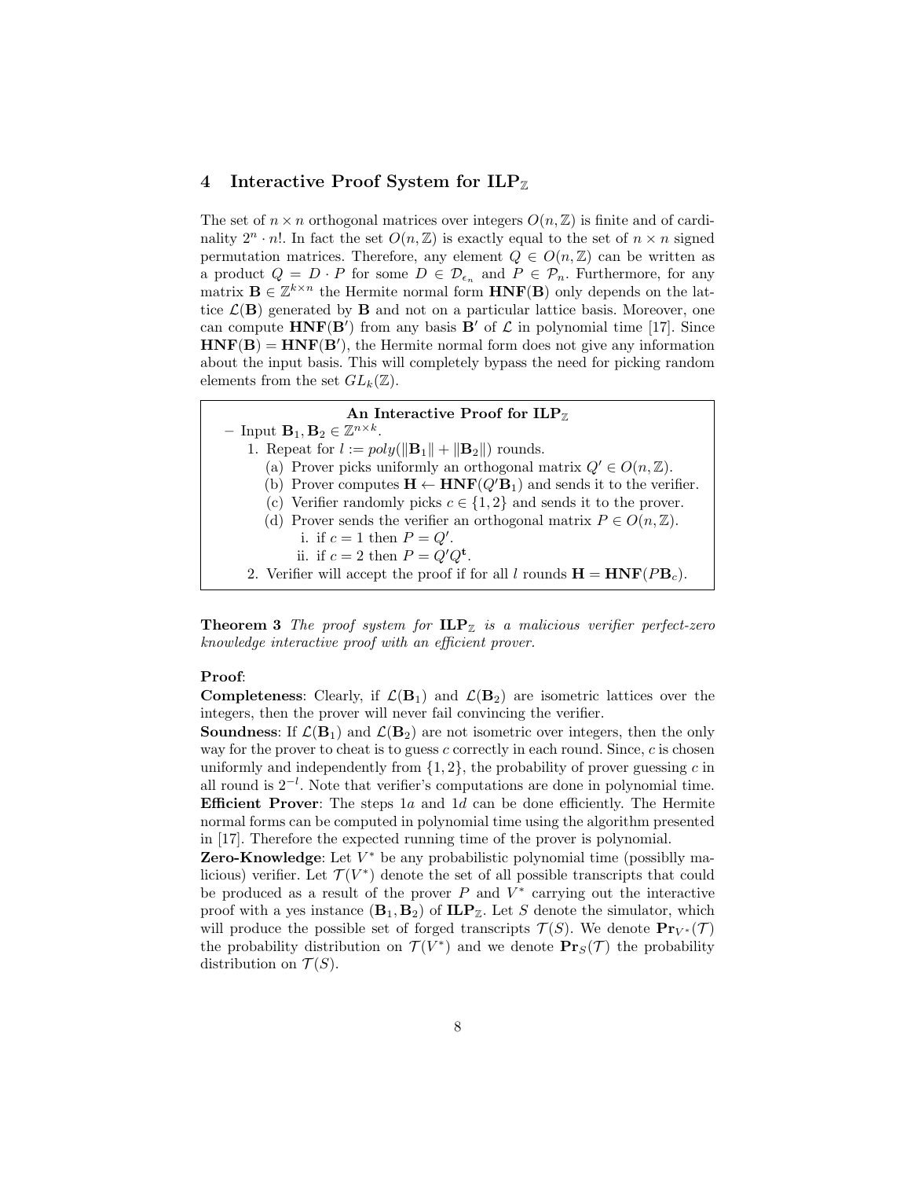## 4 Interactive Proof System for $\mathbf{ILP}_{\mathbb{Z}}$

The set of $n \times n$ orthogonal matrices over integers $O(n, \mathbb{Z})$ is finite and of cardinality $2^n \cdot n!$. In fact the set $O(n, \mathbb{Z})$ is exactly equal to the set of $n \times n$ signed permutation matrices. Therefore, any element $Q \in O(n, \mathbb{Z})$ can be written as a product $Q = D \cdot P$ for some $D \in \mathcal{D}_{\epsilon_n}$ and $P \in \mathcal{P}_n$. Furthermore, for any matrix $\mathbf{B} \in \mathbb{Z}^{k \times n}$ the Hermite normal form $\mathbf{HNF}(\mathbf{B})$ only depends on the lattice $\mathcal{L}(\mathbf{B})$ generated by $\mathbf{B}$ and not on a particular lattice basis. Moreover, one can compute $\mathbf{HNF}(\mathbf{B}')$ from any basis $\mathbf{B}'$ of $\mathcal{L}$ in polynomial time [17]. Since $\mathbf{HNF}(\mathbf{B}) = \mathbf{HNF}(\mathbf{B}')$, the Hermite normal form does not give any information about the input basis. This will completely bypass the need for picking random elements from the set $GL_k(\mathbb{Z})$.

**An Interactive Proof for $\mathbf{ILP}_{\mathbb{Z}}$**

- Input $\mathbf{B}_1, \mathbf{B}_2 \in \mathbb{Z}^{n \times k}$.
  1. Repeat for $l := poly(\|\mathbf{B}_1\| + \|\mathbf{B}_2\|)$ rounds.
     (a) Prover picks uniformly an orthogonal matrix $Q' \in O(n, \mathbb{Z})$.
     (b) Prover computes $\mathbf{H} \leftarrow \mathbf{HNF}(Q'\mathbf{B}_1)$ and sends it to the verifier.
     (c) Verifier randomly picks $c \in \{1, 2\}$ and sends it to the prover.
     (d) Prover sends the verifier an orthogonal matrix $P \in O(n, \mathbb{Z})$.
        i. if $c = 1$ then $P = Q'$.
        ii. if $c = 2$ then $P = Q'Q^{\mathbf{t}}$.
  2. Verifier will accept the proof if for all $l$ rounds $\mathbf{H} = \mathbf{HNF}(P\mathbf{B}_c)$.

**Theorem 3** *The proof system for $\mathbf{ILP}_{\mathbb{Z}}$ is a malicious verifier perfect-zero knowledge interactive proof with an efficient prover.*

**Proof**:

**Completeness**: Clearly, if $\mathcal{L}(\mathbf{B}_1)$ and $\mathcal{L}(\mathbf{B}_2)$ are isometric lattices over the integers, then the prover will never fail convincing the verifier.

**Soundness**: If $\mathcal{L}(\mathbf{B}_1)$ and $\mathcal{L}(\mathbf{B}_2)$ are not isometric over integers, then the only way for the prover to cheat is to guess $c$ correctly in each round. Since, $c$ is chosen uniformly and independently from $\{1, 2\}$, the probability of prover guessing $c$ in all round is $2^{-l}$. Note that verifier's computations are done in polynomial time.

**Efficient Prover**: The steps $1a$ and $1d$ can be done efficiently. The Hermite normal forms can be computed in polynomial time using the algorithm presented in [17]. Therefore the expected running time of the prover is polynomial.

**Zero-Knowledge**: Let $V^*$ be any probabilistic polynomial time (possiblly malicious) verifier. Let $\mathcal{T}(V^*)$ denote the set of all possible transcripts that could be produced as a result of the prover $P$ and $V^*$ carrying out the interactive proof with a yes instance $(\mathbf{B}_1, \mathbf{B}_2)$ of $\mathbf{ILP}_{\mathbb{Z}}$. Let $S$ denote the simulator, which will produce the possible set of forged transcripts $\mathcal{T}(S)$. We denote $\mathbf{Pr}_{V^*}(\mathcal{T})$ the probability distribution on $\mathcal{T}(V^*)$ and we denote $\mathbf{Pr}_S(\mathcal{T})$ the probability distribution on $\mathcal{T}(S)$.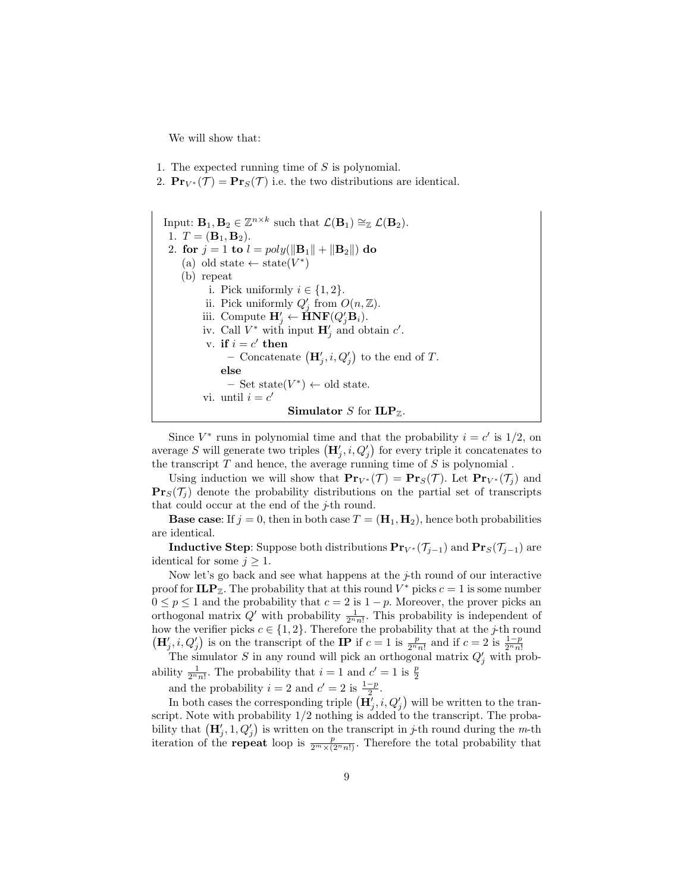We will show that:

1. The expected running time of $S$ is polynomial.
2. $\mathbf{Pr}_{V^*}(\mathcal{T}) = \mathbf{Pr}_S(\mathcal{T})$ i.e. the two distributions are identical.

---

Input: $\mathbf{B}_1, \mathbf{B}_2 \in \mathbb{Z}^{n\times k}$ such that $\mathcal{L}(\mathbf{B}_1) \cong_{\mathbb{Z}} \mathcal{L}(\mathbf{B}_2)$.

1. $T = (\mathbf{B}_1, \mathbf{B}_2)$.
2. **for** $j = 1$ **to** $l = poly(\|\mathbf{B}_1\| + \|\mathbf{B}_2\|)$ **do**
   (a) old state ← state($V^*$)
   (b) repeat
      i. Pick uniformly $i \in \{1, 2\}$.
      ii. Pick uniformly $Q'_j$ from $O(n, \mathbb{Z})$.
      iii. Compute $\mathbf{H}'_j \leftarrow \mathbf{HNF}(Q'_j \mathbf{B}_i)$.
      iv. Call $V^*$ with input $\mathbf{H}'_j$ and obtain $c'$.
      v. **if** $i = c'$ **then**
         – Concatenate $\left(\mathbf{H}'_j, i, Q'_j\right)$ to the end of $T$.
         **else**
         – Set state($V^*$) ← old state.
      vi. until $i = c'$

**Simulator** $S$ for $\mathbf{ILP}_{\mathbb{Z}}$.

---

Since $V^*$ runs in polynomial time and that the probability $i = c'$ is $1/2$, on average $S$ will generate two triples $\left(\mathbf{H}'_j, i, Q'_j\right)$ for every triple it concatenates to the transcript $T$ and hence, the average running time of $S$ is polynomial .

Using induction we will show that $\mathbf{Pr}_{V^*}(\mathcal{T}) = \mathbf{Pr}_S(\mathcal{T})$. Let $\mathbf{Pr}_{V^*}(\mathcal{T}_j)$ and $\mathbf{Pr}_S(\mathcal{T}_j)$ denote the probability distributions on the partial set of transcripts that could occur at the end of the $j$-th round.

**Base case**: If $j = 0$, then in both case $T = (\mathbf{H}_1, \mathbf{H}_2)$, hence both probabilities are identical.

**Inductive Step**: Suppose both distributions $\mathbf{Pr}_{V^*}(\mathcal{T}_{j-1})$ and $\mathbf{Pr}_S(\mathcal{T}_{j-1})$ are identical for some $j \geq 1$.

Now let's go back and see what happens at the $j$-th round of our interactive proof for $\mathbf{ILP}_{\mathbb{Z}}$. The probability that at this round $V^*$ picks $c = 1$ is some number $0 \leq p \leq 1$ and the probability that $c = 2$ is $1 - p$. Moreover, the prover picks an orthogonal matrix $Q'$ with probability $\frac{1}{2^n n!}$. This probability is independent of how the verifier picks $c \in \{1, 2\}$. Therefore the probability that at the $j$-th round $\left(\mathbf{H}'_j, i, Q'_j\right)$ is on the transcript of the **IP** if $c = 1$ is $\frac{p}{2^n n!}$ and if $c = 2$ is $\frac{1-p}{2^n n!}$

The simulator $S$ in any round will pick an orthogonal matrix $Q'_j$ with probability $\frac{1}{2^n n!}$. The probability that $i = 1$ and $c' = 1$ is $\frac{p}{2}$

and the probability $i = 2$ and $c' = 2$ is $\frac{1-p}{2}$.

In both cases the corresponding triple $\left(\mathbf{H}'_j, i, Q'_j\right)$ will be written to the transcript. Note with probability $1/2$ nothing is added to the transcript. The probability that $\left(\mathbf{H}'_j, 1, Q'_j\right)$ is written on the transcript in $j$-th round during the $m$-th iteration of the **repeat** loop is $\frac{p}{2^m \times (2^n n!)}$. Therefore the total probability that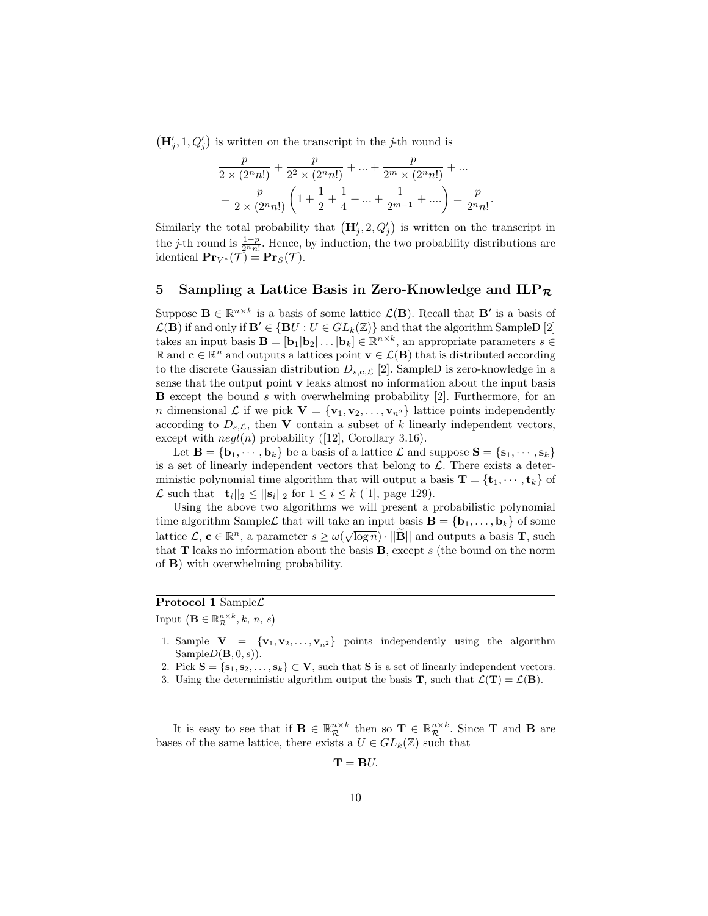$\left(\mathbf{H}'_j, 1, Q'_j\right)$ is written on the transcript in the $j$-th round is

$$\frac{p}{2 \times (2^n n!)} + \frac{p}{2^2 \times (2^n n!)} + ... + \frac{p}{2^m \times (2^n n!)} + ...$$
$$= \frac{p}{2 \times (2^n n!)} \left(1 + \frac{1}{2} + \frac{1}{4} + ... + \frac{1}{2^{m-1}} + ....\right) = \frac{p}{2^n n!}.$$

Similarly the total probability that $\left(\mathbf{H}'_j, 2, Q'_j\right)$ is written on the transcript in the $j$-th round is $\frac{1-p}{2^n n!}$. Hence, by induction, the two probability distributions are identical $\mathbf{Pr}_{V^*}(\mathcal{T}) = \mathbf{Pr}_S(\mathcal{T})$.

## 5 Sampling a Lattice Basis in Zero-Knowledge and ILP$_{\mathcal{R}}$

Suppose $\mathbf{B} \in \mathbb{R}^{n \times k}$ is a basis of some lattice $\mathcal{L}(\mathbf{B})$. Recall that $\mathbf{B}'$ is a basis of $\mathcal{L}(\mathbf{B})$ if and only if $\mathbf{B}' \in \{\mathbf{B}U : U \in GL_k(\mathbb{Z})\}$ and that the algorithm SampleD [2] takes an input basis $\mathbf{B} = [\mathbf{b}_1|\mathbf{b}_2| \dots |\mathbf{b}_k] \in \mathbb{R}^{n \times k}$, an appropriate parameters $s \in \mathbb{R}$ and $\mathbf{c} \in \mathbb{R}^n$ and outputs a lattices point $\mathbf{v} \in \mathcal{L}(\mathbf{B})$ that is distributed according to the discrete Gaussian distribution $D_{s,\mathbf{c},\mathcal{L}}$ [2]. SampleD is zero-knowledge in a sense that the output point $\mathbf{v}$ leaks almost no information about the input basis $\mathbf{B}$ except the bound $s$ with overwhelming probability [2]. Furthermore, for an $n$ dimensional $\mathcal{L}$ if we pick $\mathbf{V} = \{\mathbf{v}_1, \mathbf{v}_2, \dots, \mathbf{v}_{n^2}\}$ lattice points independently according to $D_{s,\mathcal{L}}$, then $\mathbf{V}$ contain a subset of $k$ linearly independent vectors, except with $negl(n)$ probability ([12], Corollary 3.16).

Let $\mathbf{B} = \{\mathbf{b}_1, \cdots, \mathbf{b}_k\}$ be a basis of a lattice $\mathcal{L}$ and suppose $\mathbf{S} = \{\mathbf{s}_1, \cdots, \mathbf{s}_k\}$ is a set of linearly independent vectors that belong to $\mathcal{L}$. There exists a deterministic polynomial time algorithm that will output a basis $\mathbf{T} = \{\mathbf{t}_1, \cdots, \mathbf{t}_k\}$ of $\mathcal{L}$ such that $||\mathbf{t}_i||_2 \leq ||\mathbf{s}_i||_2$ for $1 \leq i \leq k$ ([1], page 129).

Using the above two algorithms we will present a probabilistic polynomial time algorithm Sample$\mathcal{L}$ that will take an input basis $\mathbf{B} = \{\mathbf{b}_1, \dots, \mathbf{b}_k\}$ of some lattice $\mathcal{L}$, $\mathbf{c} \in \mathbb{R}^n$, a parameter $s \geq \omega(\sqrt{\log n}) \cdot ||\widetilde{\mathbf{B}}||$ and outputs a basis $\mathbf{T}$, such that $\mathbf{T}$ leaks no information about the basis $\mathbf{B}$, except $s$ (the bound on the norm of $\mathbf{B}$) with overwhelming probability.

---

**Protocol 1** Sample$\mathcal{L}$

Input $\left(\mathbf{B} \in \mathbb{R}_{\mathcal{R}}^{n \times k}, k,\, n,\, s\right)$

1. Sample $\mathbf{V} = \{\mathbf{v}_1, \mathbf{v}_2, \dots, \mathbf{v}_{n^2}\}$ points independently using the algorithm Sample$D(\mathbf{B}, 0, s)$).
2. Pick $\mathbf{S} = \{\mathbf{s}_1, \mathbf{s}_2, \dots, \mathbf{s}_k\} \subset \mathbf{V}$, such that $\mathbf{S}$ is a set of linearly independent vectors.
3. Using the deterministic algorithm output the basis $\mathbf{T}$, such that $\mathcal{L}(\mathbf{T}) = \mathcal{L}(\mathbf{B})$.

---

It is easy to see that if $\mathbf{B} \in \mathbb{R}_{\mathcal{R}}^{n \times k}$ then so $\mathbf{T} \in \mathbb{R}_{\mathcal{R}}^{n \times k}$. Since $\mathbf{T}$ and $\mathbf{B}$ are bases of the same lattice, there exists a $U \in GL_k(\mathbb{Z})$ such that

$$\mathbf{T} = \mathbf{B}U.$$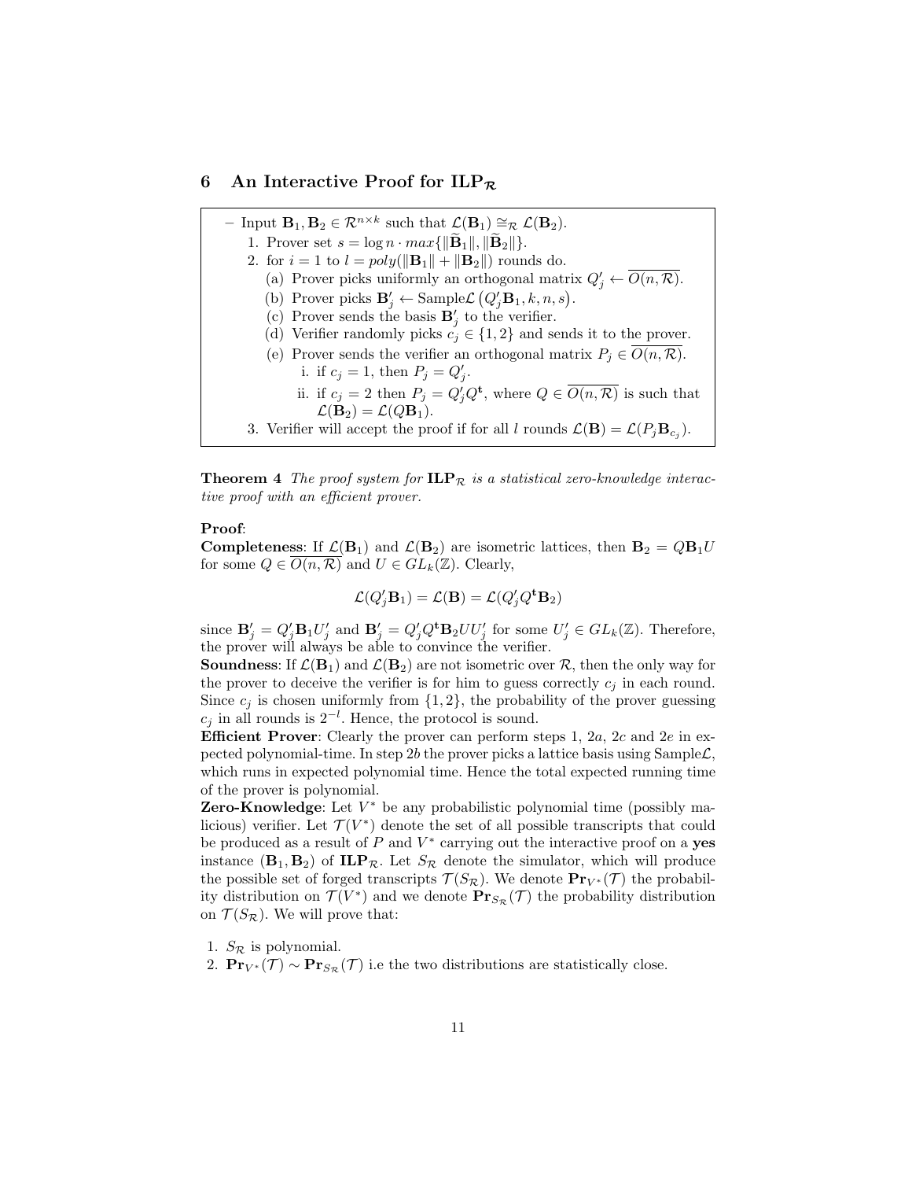## 6 An Interactive Proof for $\mathbf{ILP}_{\mathcal{R}}$

– Input $\mathbf{B}_1, \mathbf{B}_2 \in \mathcal{R}^{n \times k}$ such that $\mathcal{L}(\mathbf{B}_1) \cong_{\mathcal{R}} \mathcal{L}(\mathbf{B}_2)$.

1. Prover set $s = \log n \cdot max\{\|\widetilde{\mathbf{B}}_1\|, \|\widetilde{\mathbf{B}}_2\|\}$.
2. for $i = 1$ to $l = poly(\|\mathbf{B}_1\| + \|\mathbf{B}_2\|)$ rounds do.
   (a) Prover picks uniformly an orthogonal matrix $Q'_j \leftarrow \overline{O(n, \mathcal{R})}$.
   (b) Prover picks $\mathbf{B}'_j \leftarrow \text{Sample}\mathcal{L}\left(Q'_j \mathbf{B}_1, k, n, s\right)$.
   (c) Prover sends the basis $\mathbf{B}'_j$ to the verifier.
   (d) Verifier randomly picks $c_j \in \{1, 2\}$ and sends it to the prover.
   (e) Prover sends the verifier an orthogonal matrix $P_j \in \overline{O(n, \mathcal{R})}$.
      i. if $c_j = 1$, then $P_j = Q'_j$.
      ii. if $c_j = 2$ then $P_j = Q'_j Q^{\mathbf{t}}$, where $Q \in \overline{O(n, \mathcal{R})}$ is such that $\mathcal{L}(\mathbf{B}_2) = \mathcal{L}(Q\mathbf{B}_1)$.
3. Verifier will accept the proof if for all $l$ rounds $\mathcal{L}(\mathbf{B}) = \mathcal{L}(P_j \mathbf{B}_{c_j})$.

**Theorem 4** *The proof system for $\mathbf{ILP}_{\mathcal{R}}$ is a statistical zero-knowledge interactive proof with an efficient prover.*

**Proof**:
**Completeness**: If $\mathcal{L}(\mathbf{B}_1)$ and $\mathcal{L}(\mathbf{B}_2)$ are isometric lattices, then $\mathbf{B}_2 = Q\mathbf{B}_1 U$ for some $Q \in \overline{O(n, \mathcal{R})}$ and $U \in GL_k(\mathbb{Z})$. Clearly,

$$\mathcal{L}(Q'_j \mathbf{B}_1) = \mathcal{L}(\mathbf{B}) = \mathcal{L}(Q'_j Q^{\mathbf{t}} \mathbf{B}_2)$$

since $\mathbf{B}'_j = Q'_j \mathbf{B}_1 U'_j$ and $\mathbf{B}'_j = Q'_j Q^{\mathbf{t}} \mathbf{B}_2 U U'_j$ for some $U'_j \in GL_k(\mathbb{Z})$. Therefore, the prover will always be able to convince the verifier.
**Soundness**: If $\mathcal{L}(\mathbf{B}_1)$ and $\mathcal{L}(\mathbf{B}_2)$ are not isometric over $\mathcal{R}$, then the only way for the prover to deceive the verifier is for him to guess correctly $c_j$ in each round. Since $c_j$ is chosen uniformly from $\{1, 2\}$, the probability of the prover guessing $c_j$ in all rounds is $2^{-l}$. Hence, the protocol is sound.
**Efficient Prover**: Clearly the prover can perform steps 1, $2a$, $2c$ and $2e$ in expected polynomial-time. In step $2b$ the prover picks a lattice basis using Sample$\mathcal{L}$, which runs in expected polynomial time. Hence the total expected running time of the prover is polynomial.
**Zero-Knowledge**: Let $V^*$ be any probabilistic polynomial time (possibly malicious) verifier. Let $\mathcal{T}(V^*)$ denote the set of all possible transcripts that could be produced as a result of $P$ and $V^*$ carrying out the interactive proof on a **yes** instance $(\mathbf{B}_1, \mathbf{B}_2)$ of $\mathbf{ILP}_{\mathcal{R}}$. Let $S_{\mathcal{R}}$ denote the simulator, which will produce the possible set of forged transcripts $\mathcal{T}(S_{\mathcal{R}})$. We denote $\mathbf{Pr}_{V^*}(\mathcal{T})$ the probability distribution on $\mathcal{T}(V^*)$ and we denote $\mathbf{Pr}_{S_{\mathcal{R}}}(\mathcal{T})$ the probability distribution on $\mathcal{T}(S_{\mathcal{R}})$. We will prove that:

1. $S_{\mathcal{R}}$ is polynomial.
2. $\mathbf{Pr}_{V^*}(\mathcal{T}) \sim \mathbf{Pr}_{S_{\mathcal{R}}}(\mathcal{T})$ i.e the two distributions are statistically close.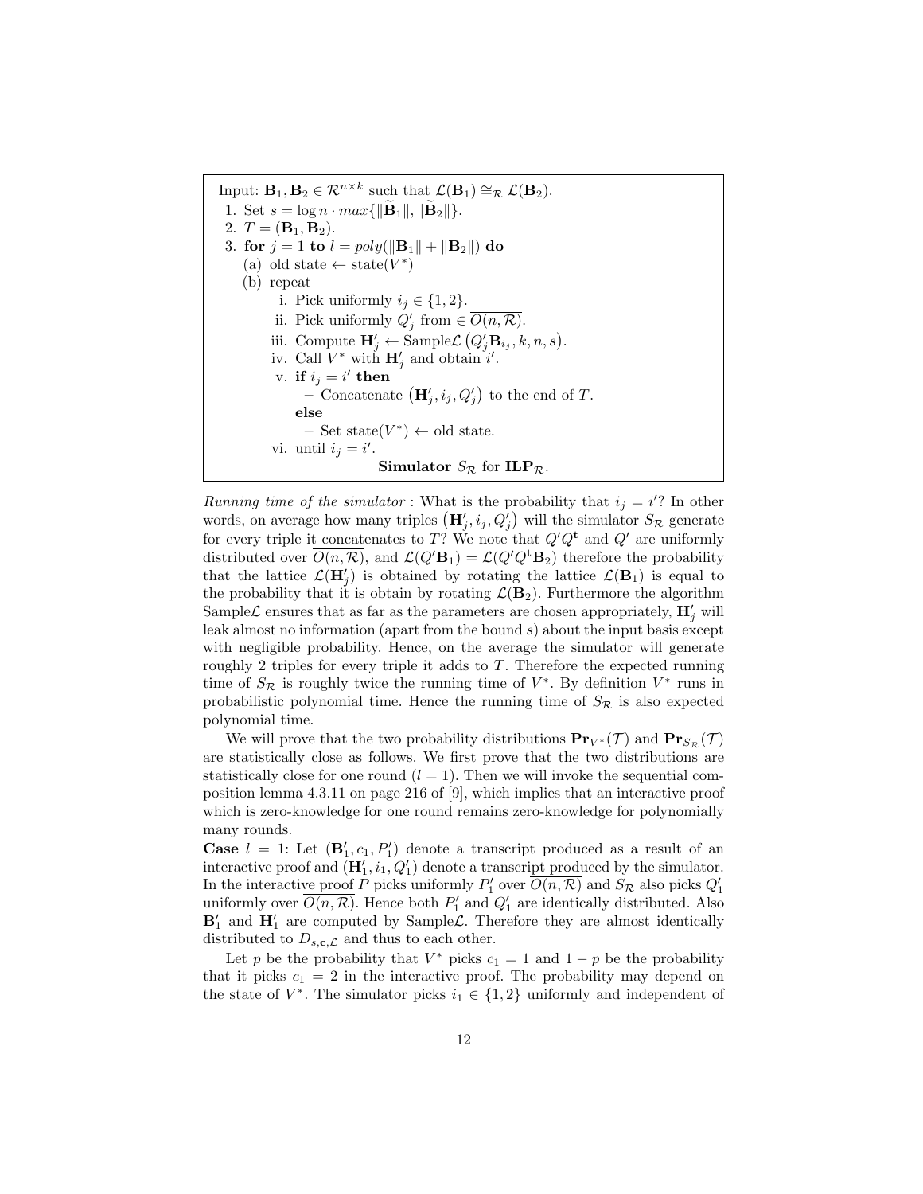Input: $\mathbf{B}_1, \mathbf{B}_2 \in \mathcal{R}^{n \times k}$ such that $\mathcal{L}(\mathbf{B}_1) \cong_{\mathcal{R}} \mathcal{L}(\mathbf{B}_2)$.

1. Set $s = \log n \cdot max\{\|\widetilde{\mathbf{B}}_1\|, \|\widetilde{\mathbf{B}}_2\|\}$.
2. $T = (\mathbf{B}_1, \mathbf{B}_2)$.
3. **for** $j = 1$ **to** $l = poly(\|\mathbf{B}_1\| + \|\mathbf{B}_2\|)$ **do**
   (a) old state $\leftarrow$ state$(V^*)$
   (b) repeat
      i. Pick uniformly $i_j \in \{1, 2\}$.
      ii. Pick uniformly $Q'_j$ from $\in \overline{O(n, \mathcal{R})}$.
      iii. Compute $\mathbf{H}'_j \leftarrow \text{Sample}\mathcal{L}\left(Q'_j \mathbf{B}_{i_j}, k, n, s\right)$.
      iv. Call $V^*$ with $\mathbf{H}'_j$ and obtain $i'$.
      v. **if** $i_j = i'$ **then**
         – Concatenate $\left(\mathbf{H}'_j, i_j, Q'_j\right)$ to the end of $T$.
         **else**
         – Set state$(V^*) \leftarrow$ old state.
      vi. until $i_j = i'$.

**Simulator $S_{\mathcal{R}}$ for $\mathbf{ILP}_{\mathcal{R}}$.**

*Running time of the simulator* : What is the probability that $i_j = i'$? In other words, on average how many triples $\left(\mathbf{H}'_j, i_j, Q'_j\right)$ will the simulator $S_{\mathcal{R}}$ generate for every triple it concatenates to $T$? We note that $Q'Q^{\mathbf{t}}$ and $Q'$ are uniformly distributed over $\overline{O(n, \mathcal{R})}$, and $\mathcal{L}(Q'\mathbf{B}_1) = \mathcal{L}(Q'Q^{\mathbf{t}}\mathbf{B}_2)$ therefore the probability that the lattice $\mathcal{L}(\mathbf{H}'_j)$ is obtained by rotating the lattice $\mathcal{L}(\mathbf{B}_1)$ is equal to the probability that it is obtain by rotating $\mathcal{L}(\mathbf{B}_2)$. Furthermore the algorithm Sample$\mathcal{L}$ ensures that as far as the parameters are chosen appropriately, $\mathbf{H}'_j$ will leak almost no information (apart from the bound $s$) about the input basis except with negligible probability. Hence, on the average the simulator will generate roughly 2 triples for every triple it adds to $T$. Therefore the expected running time of $S_{\mathcal{R}}$ is roughly twice the running time of $V^*$. By definition $V^*$ runs in probabilistic polynomial time. Hence the running time of $S_{\mathcal{R}}$ is also expected polynomial time.

We will prove that the two probability distributions $\mathbf{Pr}_{V^*}(\mathcal{T})$ and $\mathbf{Pr}_{S_{\mathcal{R}}}(\mathcal{T})$ are statistically close as follows. We first prove that the two distributions are statistically close for one round ($l = 1$). Then we will invoke the sequential composition lemma 4.3.11 on page 216 of [9], which implies that an interactive proof which is zero-knowledge for one round remains zero-knowledge for polynomially many rounds.

**Case** $l = 1$: Let $(\mathbf{B}'_1, c_1, P'_1)$ denote a transcript produced as a result of an interactive proof and $(\mathbf{H}'_1, i_1, Q'_1)$ denote a transcript produced by the simulator. In the interactive proof $P$ picks uniformly $P'_1$ over $\overline{O(n, \mathcal{R})}$ and $S_{\mathcal{R}}$ also picks $Q'_1$ uniformly over $\overline{O(n, \mathcal{R})}$. Hence both $P'_1$ and $Q'_1$ are identically distributed. Also $\mathbf{B}'_1$ and $\mathbf{H}'_1$ are computed by Sample$\mathcal{L}$. Therefore they are almost identically distributed to $D_{s,\mathbf{c},\mathcal{L}}$ and thus to each other.

Let $p$ be the probability that $V^*$ picks $c_1 = 1$ and $1 - p$ be the probability that it picks $c_1 = 2$ in the interactive proof. The probability may depend on the state of $V^*$. The simulator picks $i_1 \in \{1, 2\}$ uniformly and independent of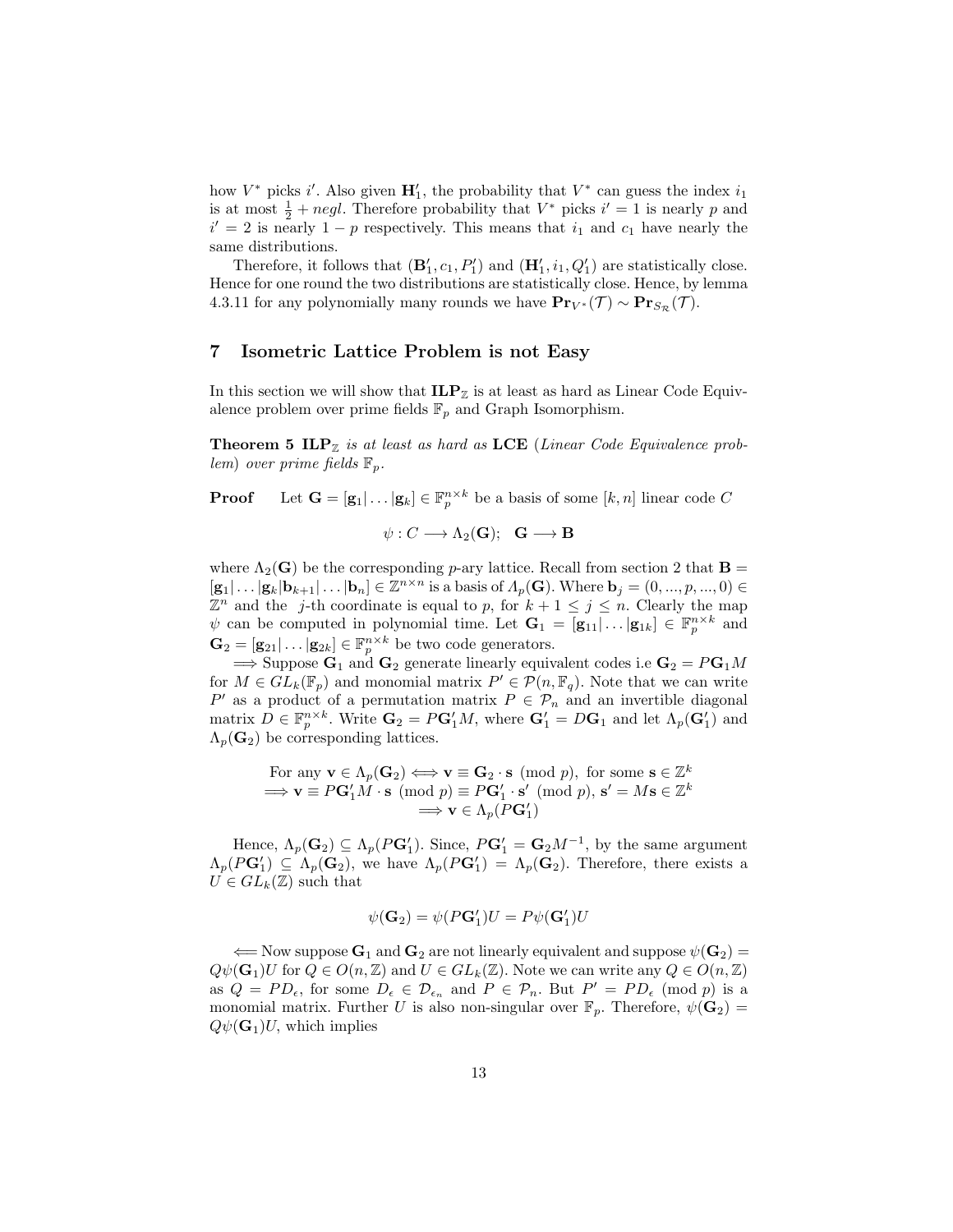how $V^*$ picks $i'$. Also given $\mathbf{H}_1'$, the probability that $V^*$ can guess the index $i_1$ is at most $\frac{1}{2} + negl$. Therefore probability that $V^*$ picks $i' = 1$ is nearly $p$ and $i' = 2$ is nearly $1 - p$ respectively. This means that $i_1$ and $c_1$ have nearly the same distributions.

Therefore, it follows that $(\mathbf{B}_1', c_1, P_1')$ and $(\mathbf{H}_1', i_1, Q_1')$ are statistically close. Hence for one round the two distributions are statistically close. Hence, by lemma 4.3.11 for any polynomially many rounds we have $\mathbf{Pr}_{V^*}(\mathcal{T}) \sim \mathbf{Pr}_{S_{\mathcal{R}}}(\mathcal{T})$.

## 7 Isometric Lattice Problem is not Easy

In this section we will show that $\mathbf{ILP}_{\mathbb{Z}}$ is at least as hard as Linear Code Equivalence problem over prime fields $\mathbb{F}_p$ and Graph Isomorphism.

**Theorem 5** *$\mathbf{ILP}_{\mathbb{Z}}$ is at least as hard as* **LCE** *(Linear Code Equivalence problem) over prime fields $\mathbb{F}_p$.*

**Proof** Let $\mathbf{G} = [\mathbf{g}_1|\ldots|\mathbf{g}_k] \in \mathbb{F}_p^{n\times k}$ be a basis of some $[k, n]$ linear code $C$

$$\psi : C \longrightarrow \Lambda_2(\mathbf{G}); \quad \mathbf{G} \longrightarrow \mathbf{B}$$

where $\Lambda_2(\mathbf{G})$ be the corresponding $p$-ary lattice. Recall from section 2 that $\mathbf{B} = [\mathbf{g}_1|\ldots|\mathbf{g}_k|\mathbf{b}_{k+1}|\ldots|\mathbf{b}_n] \in \mathbb{Z}^{n\times n}$ is a basis of $\Lambda_p(\mathbf{G})$. Where $\mathbf{b}_j = (0, ..., p, ..., 0) \in \mathbb{Z}^n$ and the $j$-th coordinate is equal to $p$, for $k+1 \le j \le n$. Clearly the map $\psi$ can be computed in polynomial time. Let $\mathbf{G}_1 = [\mathbf{g}_{11}|\ldots|\mathbf{g}_{1k}] \in \mathbb{F}_p^{n\times k}$ and $\mathbf{G}_2 = [\mathbf{g}_{21}|\ldots|\mathbf{g}_{2k}] \in \mathbb{F}_p^{n\times k}$ be two code generators.

$\Longrightarrow$ Suppose $\mathbf{G}_1$ and $\mathbf{G}_2$ generate linearly equivalent codes i.e $\mathbf{G}_2 = P\mathbf{G}_1 M$ for $M \in GL_k(\mathbb{F}_p)$ and monomial matrix $P' \in \mathcal{P}(n, \mathbb{F}_q)$. Note that we can write $P'$ as a product of a permutation matrix $P \in \mathcal{P}_n$ and an invertible diagonal matrix $D \in \mathbb{F}_p^{n\times k}$. Write $\mathbf{G}_2 = P\mathbf{G}_1' M$, where $\mathbf{G}_1' = D\mathbf{G}_1$ and let $\Lambda_p(\mathbf{G}_1')$ and $\Lambda_p(\mathbf{G}_2)$ be corresponding lattices.

$$\begin{gathered}
\text{For any } \mathbf{v} \in \Lambda_p(\mathbf{G}_2) \Longleftrightarrow \mathbf{v} \equiv \mathbf{G}_2 \cdot \mathbf{s} \pmod p, \text{ for some } \mathbf{s} \in \mathbb{Z}^k \\
\Longrightarrow \mathbf{v} \equiv P\mathbf{G}_1' M \cdot \mathbf{s} \pmod p \equiv P\mathbf{G}_1' \cdot \mathbf{s}' \pmod p, \mathbf{s}' = M\mathbf{s} \in \mathbb{Z}^k \\
\Longrightarrow \mathbf{v} \in \Lambda_p(P\mathbf{G}_1')
\end{gathered}$$

Hence, $\Lambda_p(\mathbf{G}_2) \subseteq \Lambda_p(P\mathbf{G}_1')$. Since, $P\mathbf{G}_1' = \mathbf{G}_2 M^{-1}$, by the same argument $\Lambda_p(P\mathbf{G}_1') \subseteq \Lambda_p(\mathbf{G}_2)$, we have $\Lambda_p(P\mathbf{G}_1') = \Lambda_p(\mathbf{G}_2)$. Therefore, there exists a $U \in GL_k(\mathbb{Z})$ such that

$$\psi(\mathbf{G}_2) = \psi(P\mathbf{G}_1')U = P\psi(\mathbf{G}_1')U$$

$\Longleftarrow$ Now suppose $\mathbf{G}_1$ and $\mathbf{G}_2$ are not linearly equivalent and suppose $\psi(\mathbf{G}_2) = Q\psi(\mathbf{G}_1)U$ for $Q \in O(n, \mathbb{Z})$ and $U \in GL_k(\mathbb{Z})$. Note we can write any $Q \in O(n, \mathbb{Z})$ as $Q = PD_\epsilon$, for some $D_\epsilon \in \mathcal{D}_{\epsilon_n}$ and $P \in \mathcal{P}_n$. But $P' = PD_\epsilon \pmod p$ is a monomial matrix. Further $U$ is also non-singular over $\mathbb{F}_p$. Therefore, $\psi(\mathbf{G}_2) = Q\psi(\mathbf{G}_1)U$, which implies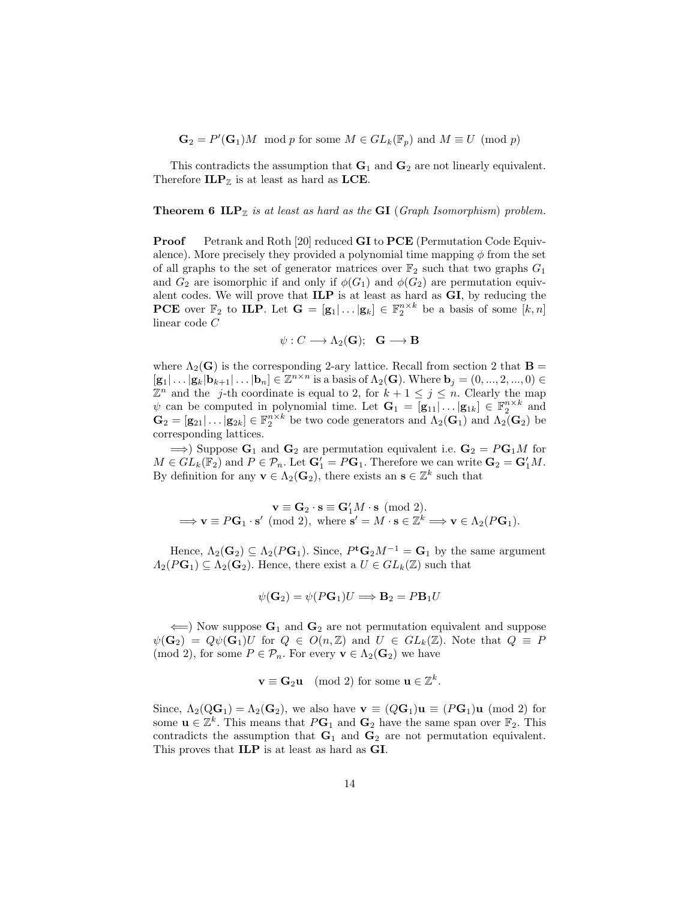$$\mathbf{G}_2 = P'(\mathbf{G}_1)M \mod p \text{ for some } M \in GL_k(\mathbb{F}_p) \text{ and } M \equiv U \pmod p$$

This contradicts the assumption that $\mathbf{G}_1$ and $\mathbf{G}_2$ are not linearly equivalent. Therefore $\mathbf{ILP}_{\mathbb{Z}}$ is at least as hard as **LCE**.

**Theorem 6** *$\mathbf{ILP}_{\mathbb{Z}}$ is at least as hard as the* **GI** *(Graph Isomorphism) problem.*

**Proof** Petrank and Roth [20] reduced **GI** to **PCE** (Permutation Code Equivalence). More precisely they provided a polynomial time mapping $\phi$ from the set of all graphs to the set of generator matrices over $\mathbb{F}_2$ such that two graphs $G_1$ and $G_2$ are isomorphic if and only if $\phi(G_1)$ and $\phi(G_2)$ are permutation equivalent codes. We will prove that **ILP** is at least as hard as **GI**, by reducing the **PCE** over $\mathbb{F}_2$ to **ILP**. Let $\mathbf{G} = [\mathbf{g}_1|\dots|\mathbf{g}_k] \in \mathbb{F}_2^{n\times k}$ be a basis of some $[k,n]$ linear code $C$

$$\psi : C \longrightarrow \Lambda_2(\mathbf{G}); \quad \mathbf{G} \longrightarrow \mathbf{B}$$

where $\Lambda_2(\mathbf{G})$ is the corresponding 2-ary lattice. Recall from section 2 that $\mathbf{B} = [\mathbf{g}_1|\dots|\mathbf{g}_k|\mathbf{b}_{k+1}|\dots|\mathbf{b}_n] \in \mathbb{Z}^{n\times n}$ is a basis of $\Lambda_2(\mathbf{G})$. Where $\mathbf{b}_j = (0,...,2,...,0) \in \mathbb{Z}^n$ and the $j$-th coordinate is equal to 2, for $k+1 \leq j \leq n$. Clearly the map $\psi$ can be computed in polynomial time. Let $\mathbf{G}_1 = [\mathbf{g}_{11}|\dots|\mathbf{g}_{1k}] \in \mathbb{F}_2^{n\times k}$ and $\mathbf{G}_2 = [\mathbf{g}_{21}|\dots|\mathbf{g}_{2k}] \in \mathbb{F}_2^{n\times k}$ be two code generators and $\Lambda_2(\mathbf{G}_1)$ and $\Lambda_2(\mathbf{G}_2)$ be corresponding lattices.

$\Longrightarrow$) Suppose $\mathbf{G}_1$ and $\mathbf{G}_2$ are permutation equivalent i.e. $\mathbf{G}_2 = P\mathbf{G}_1M$ for $M \in GL_k(\mathbb{F}_2)$ and $P \in \mathcal{P}_n$. Let $\mathbf{G}_1' = P\mathbf{G}_1$. Therefore we can write $\mathbf{G}_2 = \mathbf{G}_1'M$. By definition for any $\mathbf{v} \in \Lambda_2(\mathbf{G}_2)$, there exists an $\mathbf{s} \in \mathbb{Z}^k$ such that

$$\mathbf{v} \equiv \mathbf{G}_2 \cdot \mathbf{s} \equiv \mathbf{G}_1'M \cdot \mathbf{s} \pmod 2.$$
$$\Longrightarrow \mathbf{v} \equiv P\mathbf{G}_1 \cdot \mathbf{s}' \pmod 2, \text{ where } \mathbf{s}' = M \cdot \mathbf{s} \in \mathbb{Z}^k \Longrightarrow \mathbf{v} \in \Lambda_2(P\mathbf{G}_1).$$

Hence, $\Lambda_2(\mathbf{G}_2) \subseteq \Lambda_2(P\mathbf{G}_1)$. Since, $P^{\mathbf{t}}\mathbf{G}_2M^{-1} = \mathbf{G}_1$ by the same argument $\Lambda_2(P\mathbf{G}_1) \subseteq \Lambda_2(\mathbf{G}_2)$. Hence, there exist a $U \in GL_k(\mathbb{Z})$ such that

$$\psi(\mathbf{G}_2) = \psi(P\mathbf{G}_1)U \Longrightarrow \mathbf{B}_2 = P\mathbf{B}_1U$$

$\Longleftarrow$) Now suppose $\mathbf{G}_1$ and $\mathbf{G}_2$ are not permutation equivalent and suppose $\psi(\mathbf{G}_2) = Q\psi(\mathbf{G}_1)U$ for $Q \in O(n,\mathbb{Z})$ and $U \in GL_k(\mathbb{Z})$. Note that $Q \equiv P \pmod 2$, for some $P \in \mathcal{P}_n$. For every $\mathbf{v} \in \Lambda_2(\mathbf{G}_2)$ we have

$$\mathbf{v} \equiv \mathbf{G}_2\mathbf{u} \pmod 2 \text{ for some } \mathbf{u} \in \mathbb{Z}^k.$$

Since, $\Lambda_2(\mathrm{Q}\mathbf{G}_1) = \Lambda_2(\mathbf{G}_2)$, we also have $\mathbf{v} \equiv (Q\mathbf{G}_1)\mathbf{u} \equiv (P\mathbf{G}_1)\mathbf{u} \pmod 2$ for some $\mathbf{u} \in \mathbb{Z}^k$. This means that $P\mathbf{G}_1$ and $\mathbf{G}_2$ have the same span over $\mathbb{F}_2$. This contradicts the assumption that $\mathbf{G}_1$ and $\mathbf{G}_2$ are not permutation equivalent. This proves that **ILP** is at least as hard as **GI**.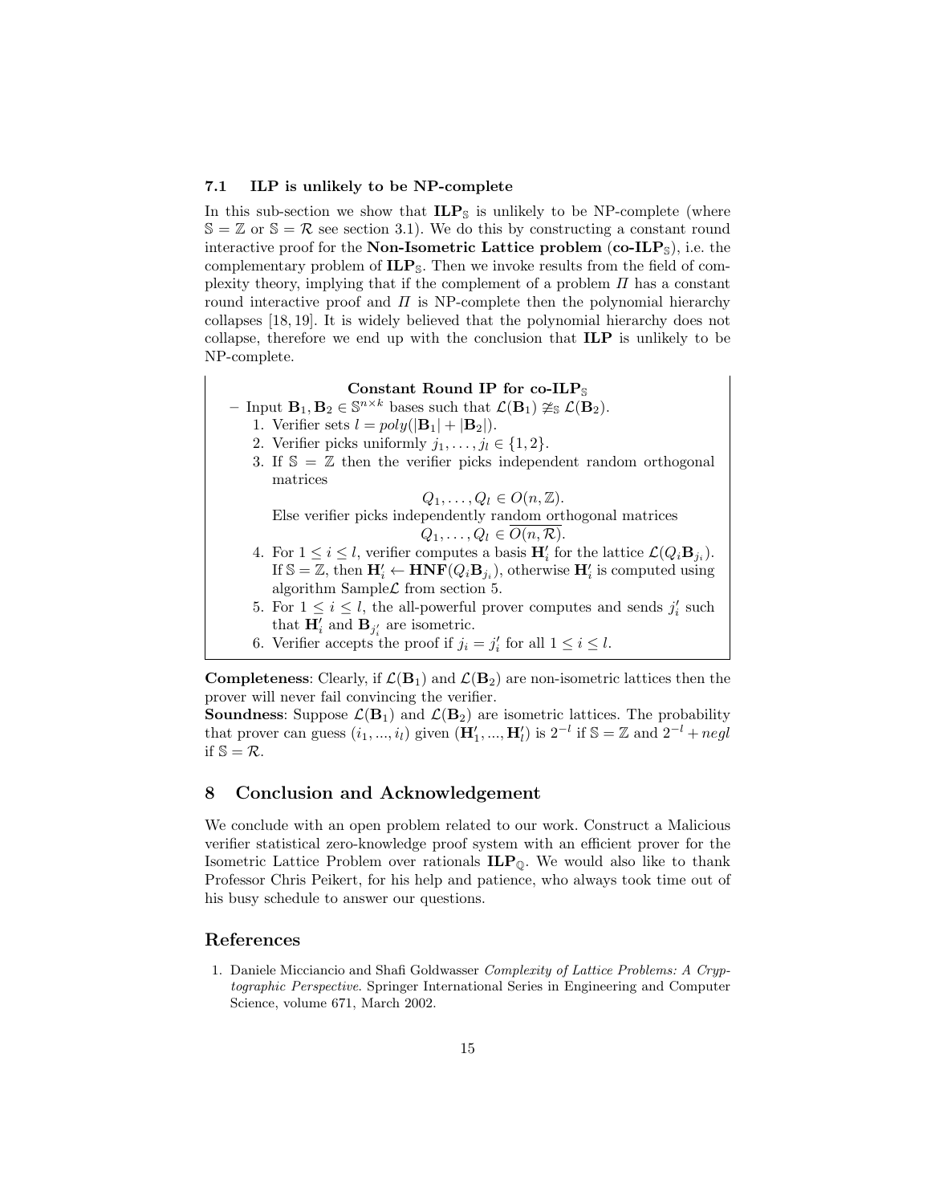### 7.1 ILP is unlikely to be NP-complete

In this sub-section we show that $\mathbf{ILP}_{\mathbb{S}}$ is unlikely to be NP-complete (where $\mathbb{S} = \mathbb{Z}$ or $\mathbb{S} = \mathcal{R}$ see section 3.1). We do this by constructing a constant round interactive proof for the **Non-Isometric Lattice problem** ($\mathbf{co\text{-}ILP}_{\mathbb{S}}$), i.e. the complementary problem of $\mathbf{ILP}_{\mathbb{S}}$. Then we invoke results from the field of complexity theory, implying that if the complement of a problem $\Pi$ has a constant round interactive proof and $\Pi$ is NP-complete then the polynomial hierarchy collapses [18, 19]. It is widely believed that the polynomial hierarchy does not collapse, therefore we end up with the conclusion that **ILP** is unlikely to be NP-complete.

**Constant Round IP for $\mathbf{co\text{-}ILP}_{\mathbb{S}}$**

– Input $\mathbf{B}_1, \mathbf{B}_2 \in \mathbb{S}^{n\times k}$ bases such that $\mathcal{L}(\mathbf{B}_1) \not\cong_{\mathbb{S}} \mathcal{L}(\mathbf{B}_2)$.
  1. Verifier sets $l = poly(|\mathbf{B}_1| + |\mathbf{B}_2|)$.
  2. Verifier picks uniformly $j_1, \ldots, j_l \in \{1, 2\}$.
  3. If $\mathbb{S} = \mathbb{Z}$ then the verifier picks independent random orthogonal matrices
  $$Q_1, \ldots, Q_l \in O(n, \mathbb{Z}).$$
  Else verifier picks independently random orthogonal matrices
  $$Q_1, \ldots, Q_l \in \overline{O(n, \mathcal{R})}.$$
  4. For $1 \leq i \leq l$, verifier computes a basis $\mathbf{H}'_i$ for the lattice $\mathcal{L}(Q_i\mathbf{B}_{j_i})$. If $\mathbb{S} = \mathbb{Z}$, then $\mathbf{H}'_i \leftarrow \mathbf{HNF}(Q_i\mathbf{B}_{j_i})$, otherwise $\mathbf{H}'_i$ is computed using algorithm Sample$\mathcal{L}$ from section 5.
  5. For $1 \leq i \leq l$, the all-powerful prover computes and sends $j'_i$ such that $\mathbf{H}'_i$ and $\mathbf{B}_{j'_i}$ are isometric.
  6. Verifier accepts the proof if $j_i = j'_i$ for all $1 \leq i \leq l$.

**Completeness**: Clearly, if $\mathcal{L}(\mathbf{B}_1)$ and $\mathcal{L}(\mathbf{B}_2)$ are non-isometric lattices then the prover will never fail convincing the verifier.
**Soundness**: Suppose $\mathcal{L}(\mathbf{B}_1)$ and $\mathcal{L}(\mathbf{B}_2)$ are isometric lattices. The probability that prover can guess $(i_1, ..., i_l)$ given $(\mathbf{H}'_1, ..., \mathbf{H}'_l)$ is $2^{-l}$ if $\mathbb{S} = \mathbb{Z}$ and $2^{-l} + negl$ if $\mathbb{S} = \mathcal{R}$.

## 8 Conclusion and Acknowledgement

We conclude with an open problem related to our work. Construct a Malicious verifier statistical zero-knowledge proof system with an efficient prover for the Isometric Lattice Problem over rationals $\mathbf{ILP}_{\mathbb{Q}}$. We would also like to thank Professor Chris Peikert, for his help and patience, who always took time out of his busy schedule to answer our questions.

## References

1. Daniele Micciancio and Shafi Goldwasser *Complexity of Lattice Problems: A Cryptographic Perspective*. Springer International Series in Engineering and Computer Science, volume 671, March 2002.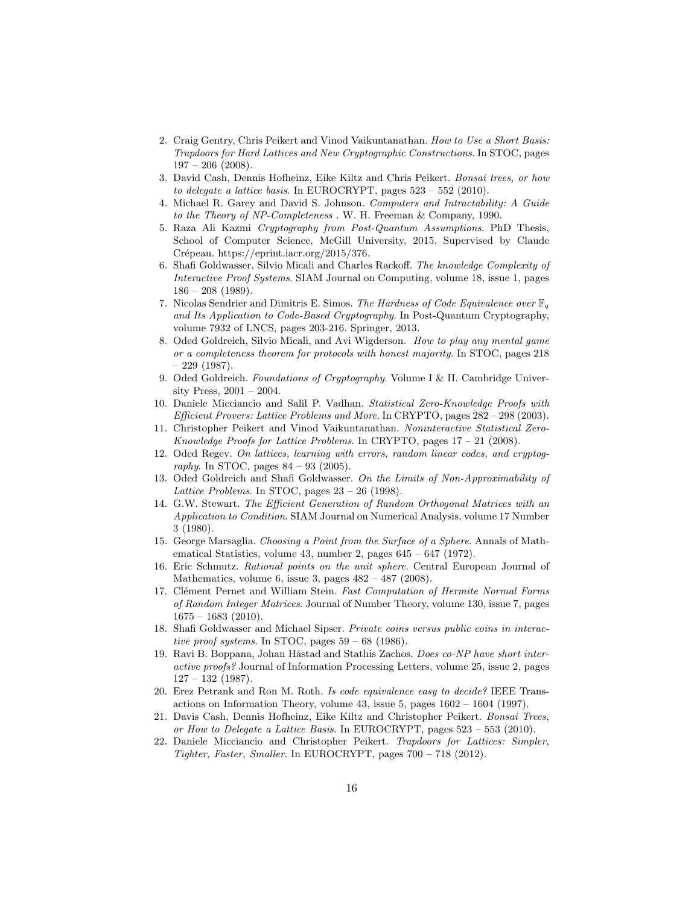2. Craig Gentry, Chris Peikert and Vinod Vaikuntanathan. *How to Use a Short Basis: Trapdoors for Hard Lattices and New Cryptographic Constructions*. In STOC, pages 197 – 206 (2008).
3. David Cash, Dennis Hofheinz, Eike Kiltz and Chris Peikert. *Bonsai trees, or how to delegate a lattice basis*. In EUROCRYPT, pages 523 – 552 (2010).
4. Michael R. Garey and David S. Johnson. *Computers and Intractability: A Guide to the Theory of NP-Completeness* . W. H. Freeman & Company, 1990.
5. Raza Ali Kazmi *Cryptography from Post-Quantum Assumptions*. PhD Thesis, School of Computer Science, McGill University, 2015. Supervised by Claude Crépeau. https://eprint.iacr.org/2015/376.
6. Shafi Goldwasser, Silvio Micali and Charles Rackoff. *The knowledge Complexity of Interactive Proof Systems*. SIAM Journal on Computing, volume 18, issue 1, pages 186 – 208 (1989).
7. Nicolas Sendrier and Dimitris E. Simos. *The Hardness of Code Equivalence over $\mathbb{F}_q$ and Its Application to Code-Based Cryptography*. In Post-Quantum Cryptography, volume 7932 of LNCS, pages 203-216. Springer, 2013.
8. Oded Goldreich, Silvio Micali, and Avi Wigderson. *How to play any mental game or a completeness theorem for protocols with honest majority*. In STOC, pages 218 – 229 (1987).
9. Oded Goldreich. *Foundations of Cryptography*. Volume I & II. Cambridge University Press, 2001 – 2004.
10. Daniele Micciancio and Salil P. Vadhan. *Statistical Zero-Knowledge Proofs with Efficient Provers: Lattice Problems and More*. In CRYPTO, pages 282 – 298 (2003).
11. Christopher Peikert and Vinod Vaikuntanathan. *Noninteractive Statistical Zero-Knowledge Proofs for Lattice Problems*. In CRYPTO, pages 17 – 21 (2008).
12. Oded Regev. *On lattices, learning with errors, random linear codes, and cryptography*. In STOC, pages 84 – 93 (2005).
13. Oded Goldreich and Shafi Goldwasser. *On the Limits of Non-Approximability of Lattice Problems*. In STOC, pages 23 – 26 (1998).
14. G.W. Stewart. *The Efficient Generation of Random Orthogonal Matrices with an Application to Condition*. SIAM Journal on Numerical Analysis, volume 17 Number 3 (1980).
15. George Marsaglia. *Choosing a Point from the Surface of a Sphere*. Annals of Mathematical Statistics, volume 43, number 2, pages 645 – 647 (1972).
16. Eric Schmutz. *Rational points on the unit sphere*. Central European Journal of Mathematics, volume 6, issue 3, pages 482 – 487 (2008).
17. Clément Pernet and William Stein. *Fast Computation of Hermite Normal Forms of Random Integer Matrices*. Journal of Number Theory, volume 130, issue 7, pages 1675 – 1683 (2010).
18. Shafi Goldwasser and Michael Sipser. *Private coins versus public coins in interactive proof systems*. In STOC, pages 59 – 68 (1986).
19. Ravi B. Boppana, Johan Håstad and Stathis Zachos. *Does co-NP have short interactive proofs?* Journal of Information Processing Letters, volume 25, issue 2, pages 127 – 132 (1987).
20. Erez Petrank and Ron M. Roth. *Is code equivalence easy to decide?* IEEE Transactions on Information Theory, volume 43, issue 5, pages 1602 – 1604 (1997).
21. Davis Cash, Dennis Hofheinz, Eike Kiltz and Christopher Peikert. *Bonsai Trees, or How to Delegate a Lattice Basis*. In EUROCRYPT, pages 523 – 553 (2010).
22. Daniele Micciancio and Christopher Peikert. *Trapdoors for Lattices: Simpler, Tighter, Faster, Smaller*. In EUROCRYPT, pages 700 – 718 (2012).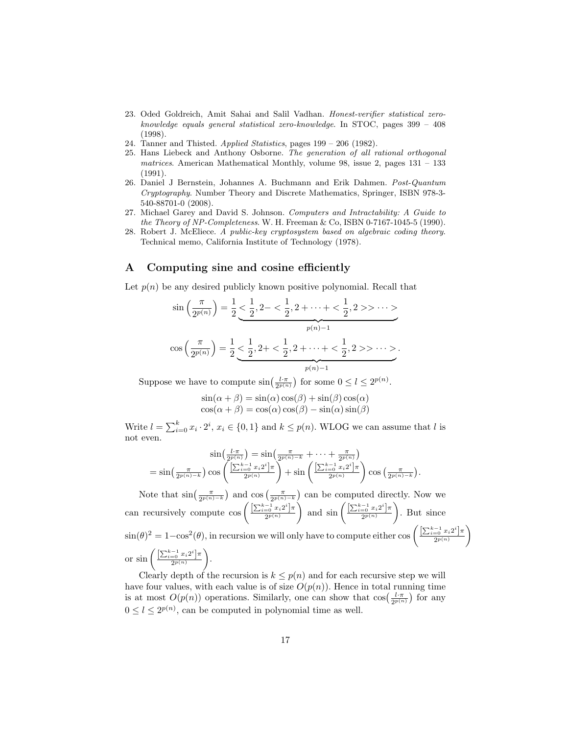23. Oded Goldreich, Amit Sahai and Salil Vadhan. *Honest-verifier statistical zero-knowledge equals general statistical zero-knowledge*. In STOC, pages 399 – 408 (1998).
24. Tanner and Thisted. *Applied Statistics*, pages 199 – 206 (1982).
25. Hans Liebeck and Anthony Osborne. *The generation of all rational orthogonal matrices*. American Mathematical Monthly, volume 98, issue 2, pages 131 – 133 (1991).
26. Daniel J Bernstein, Johannes A. Buchmann and Erik Dahmen. *Post-Quantum Cryptography*. Number Theory and Discrete Mathematics, Springer, ISBN 978-3-540-88701-0 (2008).
27. Michael Garey and David S. Johnson. *Computers and Intractability: A Guide to the Theory of NP-Completeness*. W. H. Freeman & Co, ISBN 0-7167-1045-5 (1990).
28. Robert J. McEliece. *A public-key cryptosystem based on algebraic coding theory*. Technical memo, California Institute of Technology (1978).

## A Computing sine and cosine efficiently

Let $p(n)$ be any desired publicly known positive polynomial. Recall that

$$\sin\Big(\frac{\pi}{2^{p(n)}}\Big) = \frac{1}{2}\underbrace{< \frac{1}{2}, 2- < \frac{1}{2}, 2 + \cdots + < \frac{1}{2}, 2 >> \cdots >}_{p(n)-1}$$

$$\cos\Big(\frac{\pi}{2^{p(n)}}\Big) = \frac{1}{2}\underbrace{< \frac{1}{2}, 2+ < \frac{1}{2}, 2 + \cdots + < \frac{1}{2}, 2 >> \cdots >}_{p(n)-1}.$$

Suppose we have to compute $\sin\big(\frac{l\cdot\pi}{2^{p(n)}}\big)$ for some $0 \leq l \leq 2^{p(n)}$.

$$\sin(\alpha+\beta) = \sin(\alpha)\cos(\beta) + \sin(\beta)\cos(\alpha)$$
$$\cos(\alpha+\beta) = \cos(\alpha)\cos(\beta) - \sin(\alpha)\sin(\beta)$$

Write $l = \sum_{i=0}^{k} x_i \cdot 2^i$, $x_i \in \{0,1\}$ and $k \leq p(n)$. WLOG we can assume that $l$ is not even.

$$\sin\big(\tfrac{l\cdot\pi}{2^{p(n)}}\big) = \sin\big(\tfrac{\pi}{2^{p(n)-k}} + \cdots + \tfrac{\pi}{2^{p(n)}}\big)$$
$$= \sin\big(\tfrac{\pi}{2^{p(n)-k}}\big)\cos\left(\frac{\left[\sum_{i=0}^{k-1} x_i 2^i\right]\pi}{2^{p(n)}}\right) + \sin\left(\frac{\left[\sum_{i=0}^{k-1} x_i 2^i\right]\pi}{2^{p(n)}}\right)\cos\big(\tfrac{\pi}{2^{p(n)-k}}\big).$$

Note that $\sin\big(\frac{\pi}{2^{p(n)-k}}\big)$ and $\cos\big(\frac{\pi}{2^{p(n)-k}}\big)$ can be computed directly. Now we can recursively compute $\cos\left(\frac{\left[\sum_{i=0}^{k-1} x_i 2^i\right]\pi}{2^{p(n)}}\right)$ and $\sin\left(\frac{\left[\sum_{i=0}^{k-1} x_i 2^i\right]\pi}{2^{p(n)}}\right)$. But since $\sin(\theta)^2 = 1 - \cos^2(\theta)$, in recursion we will only have to compute either $\cos\left(\frac{\left[\sum_{i=0}^{k-1} x_i 2^i\right]\pi}{2^{p(n)}}\right)$ or $\sin\left(\frac{\left[\sum_{i=0}^{k-1} x_i 2^i\right]\pi}{2^{p(n)}}\right)$.

Clearly depth of the recursion is $k \leq p(n)$ and for each recursive step we will have four values, with each value is of size $O(p(n))$. Hence in total running time is at most $O(p(n))$ operations. Similarly, one can show that $\cos\big(\frac{l\cdot\pi}{2^{p(n)}}\big)$ for any $0 \leq l \leq 2^{p(n)}$, can be computed in polynomial time as well.